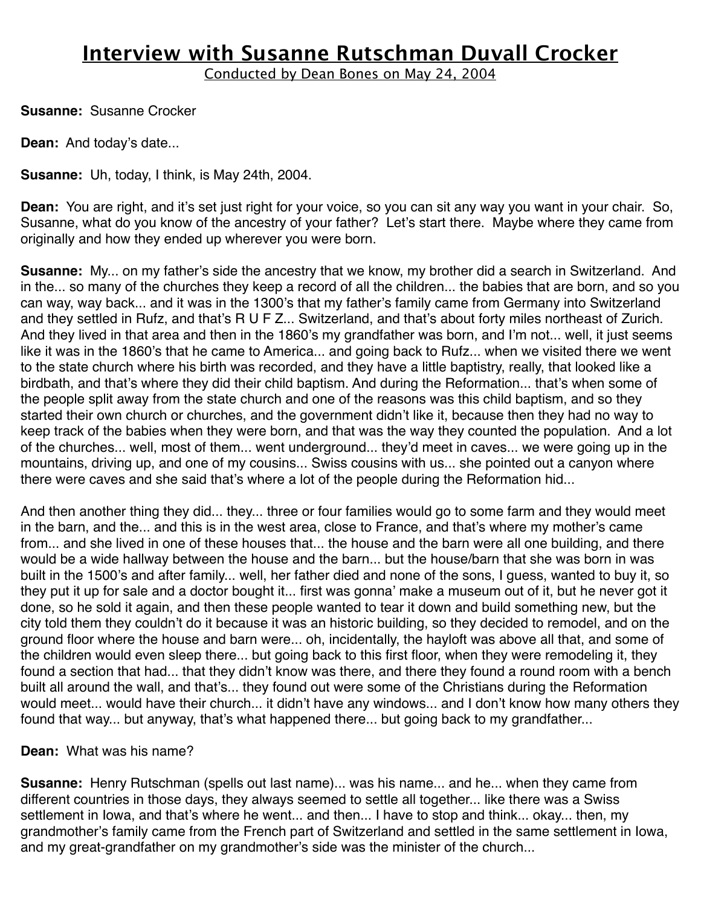# Interview with Susanne Rutschman Duvall Crocker

Conducted by Dean Bones on May 24, 2004

**Susanne:** Susanne Crocker

**Dean:** And today's date...

**Susanne:** Uh, today, I think, is May 24th, 2004.

**Dean:** You are right, and it's set just right for your voice, so you can sit any way you want in your chair. So, Susanne, what do you know of the ancestry of your father? Let's start there. Maybe where they came from originally and how they ended up wherever you were born.

**Susanne:** My... on my father's side the ancestry that we know, my brother did a search in Switzerland. And in the... so many of the churches they keep a record of all the children... the babies that are born, and so you can way, way back... and it was in the 1300's that my father's family came from Germany into Switzerland and they settled in Rufz, and that's R U F Z... Switzerland, and that's about forty miles northeast of Zurich. And they lived in that area and then in the 1860's my grandfather was born, and I'm not... well, it just seems like it was in the 1860's that he came to America... and going back to Rufz... when we visited there we went to the state church where his birth was recorded, and they have a little baptistry, really, that looked like a birdbath, and that's where they did their child baptism. And during the Reformation... that's when some of the people split away from the state church and one of the reasons was this child baptism, and so they started their own church or churches, and the government didn't like it, because then they had no way to keep track of the babies when they were born, and that was the way they counted the population. And a lot of the churches... well, most of them... went underground... they'd meet in caves... we were going up in the mountains, driving up, and one of my cousins... Swiss cousins with us... she pointed out a canyon where there were caves and she said that's where a lot of the people during the Reformation hid...

And then another thing they did... they... three or four families would go to some farm and they would meet in the barn, and the... and this is in the west area, close to France, and that's where my mother's came from... and she lived in one of these houses that... the house and the barn were all one building, and there would be a wide hallway between the house and the barn... but the house/barn that she was born in was built in the 1500's and after family... well, her father died and none of the sons, I guess, wanted to buy it, so they put it up for sale and a doctor bought it... first was gonna' make a museum out of it, but he never got it done, so he sold it again, and then these people wanted to tear it down and build something new, but the city told them they couldn't do it because it was an historic building, so they decided to remodel, and on the ground floor where the house and barn were... oh, incidentally, the hayloft was above all that, and some of the children would even sleep there... but going back to this first floor, when they were remodeling it, they found a section that had... that they didn't know was there, and there they found a round room with a bench built all around the wall, and that's... they found out were some of the Christians during the Reformation would meet... would have their church... it didn't have any windows... and I don't know how many others they found that way... but anyway, that's what happened there... but going back to my grandfather...

**Dean:** What was his name?

**Susanne:** Henry Rutschman (spells out last name)... was his name... and he... when they came from different countries in those days, they always seemed to settle all together... like there was a Swiss settlement in Iowa, and that's where he went... and then... I have to stop and think... okay... then, my grandmother's family came from the French part of Switzerland and settled in the same settlement in Iowa, and my great-grandfather on my grandmother's side was the minister of the church...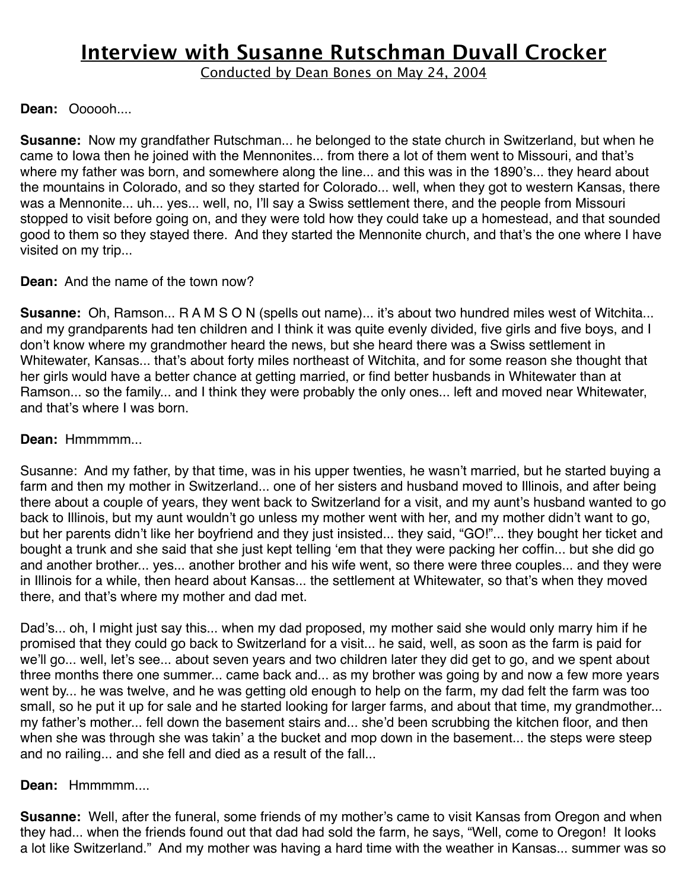# Interview with Susanne Rutschman Duvall Crocker

Conducted by Dean Bones on May 24, 2004

**Dean:** Oooooh....

**Susanne:** Now my grandfather Rutschman... he belonged to the state church in Switzerland, but when he came to Iowa then he joined with the Mennonites... from there a lot of them went to Missouri, and that's where my father was born, and somewhere along the line... and this was in the 1890's... they heard about the mountains in Colorado, and so they started for Colorado... well, when they got to western Kansas, there was a Mennonite... uh... yes... well, no, I'll say a Swiss settlement there, and the people from Missouri stopped to visit before going on, and they were told how they could take up a homestead, and that sounded good to them so they stayed there. And they started the Mennonite church, and that's the one where I have visited on my trip...

**Dean:** And the name of the town now?

**Susanne:** Oh, Ramson... R A M S O N (spells out name)... it's about two hundred miles west of Witchita... and my grandparents had ten children and I think it was quite evenly divided, five girls and five boys, and I don't know where my grandmother heard the news, but she heard there was a Swiss settlement in Whitewater, Kansas... that's about forty miles northeast of Witchita, and for some reason she thought that her girls would have a better chance at getting married, or find better husbands in Whitewater than at Ramson... so the family... and I think they were probably the only ones... left and moved near Whitewater, and that's where I was born.

**Dean:** Hmmmmm...

Susanne: And my father, by that time, was in his upper twenties, he wasn't married, but he started buying a farm and then my mother in Switzerland... one of her sisters and husband moved to Illinois, and after being there about a couple of years, they went back to Switzerland for a visit, and my aunt's husband wanted to go back to Illinois, but my aunt wouldn't go unless my mother went with her, and my mother didn't want to go, but her parents didn't like her boyfriend and they just insisted... they said, "GO!"... they bought her ticket and bought a trunk and she said that she just kept telling 'em that they were packing her coffin... but she did go and another brother... yes... another brother and his wife went, so there were three couples... and they were in Illinois for a while, then heard about Kansas... the settlement at Whitewater, so that's when they moved there, and that's where my mother and dad met.

Dad's... oh, I might just say this... when my dad proposed, my mother said she would only marry him if he promised that they could go back to Switzerland for a visit... he said, well, as soon as the farm is paid for we'll go... well, let's see... about seven years and two children later they did get to go, and we spent about three months there one summer... came back and... as my brother was going by and now a few more years went by... he was twelve, and he was getting old enough to help on the farm, my dad felt the farm was too small, so he put it up for sale and he started looking for larger farms, and about that time, my grandmother... my father's mother... fell down the basement stairs and... she'd been scrubbing the kitchen floor, and then when she was through she was takin' a the bucket and mop down in the basement... the steps were steep and no railing... and she fell and died as a result of the fall...

**Dean:** Hmmmmm....

**Susanne:** Well, after the funeral, some friends of my mother's came to visit Kansas from Oregon and when they had... when the friends found out that dad had sold the farm, he says, "Well, come to Oregon! It looks a lot like Switzerland." And my mother was having a hard time with the weather in Kansas... summer was so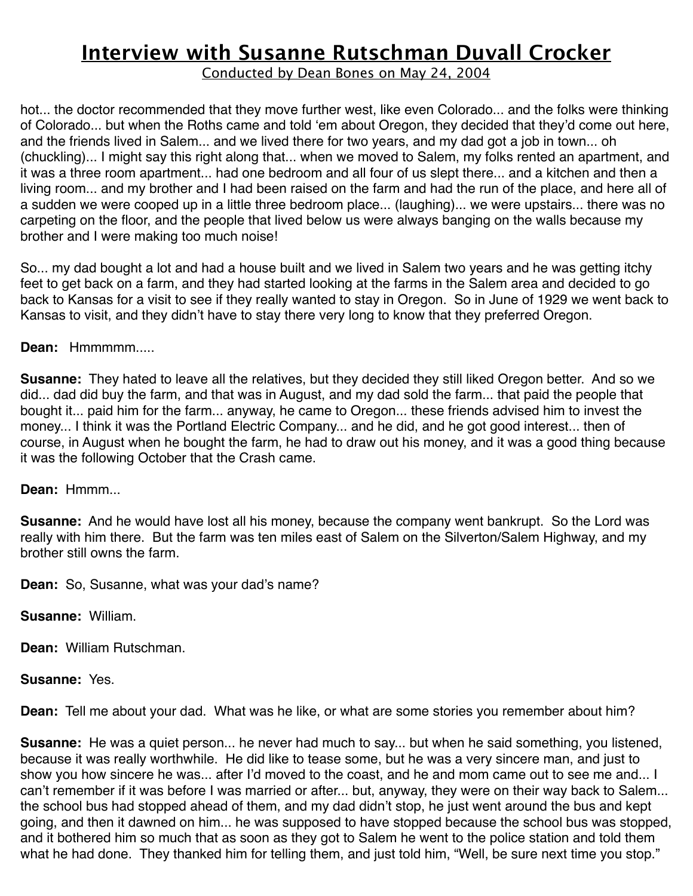hot... the doctor recommended that they move further west, like even Colorado... and the folks were thinking of Colorado... but when the Roths came and told 'em about Oregon, they decided that they'd come out here, and the friends lived in Salem... and we lived there for two years, and my dad got a job in town... oh (chuckling)... I might say this right along that... when we moved to Salem, my folks rented an apartment, and it was a three room apartment... had one bedroom and all four of us slept there... and a kitchen and then a living room... and my brother and I had been raised on the farm and had the run of the place, and here all of a sudden we were cooped up in a little three bedroom place... (laughing)... we were upstairs... there was no carpeting on the floor, and the people that lived below us were always banging on the walls because my brother and I were making too much noise!

So... my dad bought a lot and had a house built and we lived in Salem two years and he was getting itchy feet to get back on a farm, and they had started looking at the farms in the Salem area and decided to go back to Kansas for a visit to see if they really wanted to stay in Oregon. So in June of 1929 we went back to Kansas to visit, and they didn't have to stay there very long to know that they preferred Oregon.

**Dean:** Hmmmmm.....

**Susanne:** They hated to leave all the relatives, but they decided they still liked Oregon better. And so we did... dad did buy the farm, and that was in August, and my dad sold the farm... that paid the people that bought it... paid him for the farm... anyway, he came to Oregon... these friends advised him to invest the money... I think it was the Portland Electric Company... and he did, and he got good interest... then of course, in August when he bought the farm, he had to draw out his money, and it was a good thing because it was the following October that the Crash came.

**Dean:** Hmmm...

**Susanne:** And he would have lost all his money, because the company went bankrupt. So the Lord was really with him there. But the farm was ten miles east of Salem on the Silverton/Salem Highway, and my brother still owns the farm.

**Dean:** So, Susanne, what was your dad's name?

**Susanne:** William.

**Dean:** William Rutschman.

**Susanne:** Yes.

**Dean:** Tell me about your dad. What was he like, or what are some stories you remember about him?

**Susanne:** He was a quiet person... he never had much to say... but when he said something, you listened, because it was really worthwhile. He did like to tease some, but he was a very sincere man, and just to show you how sincere he was... after I'd moved to the coast, and he and mom came out to see me and... I can't remember if it was before I was married or after... but, anyway, they were on their way back to Salem... the school bus had stopped ahead of them, and my dad didn't stop, he just went around the bus and kept going, and then it dawned on him... he was supposed to have stopped because the school bus was stopped, and it bothered him so much that as soon as they got to Salem he went to the police station and told them what he had done. They thanked him for telling them, and just told him, "Well, be sure next time you stop."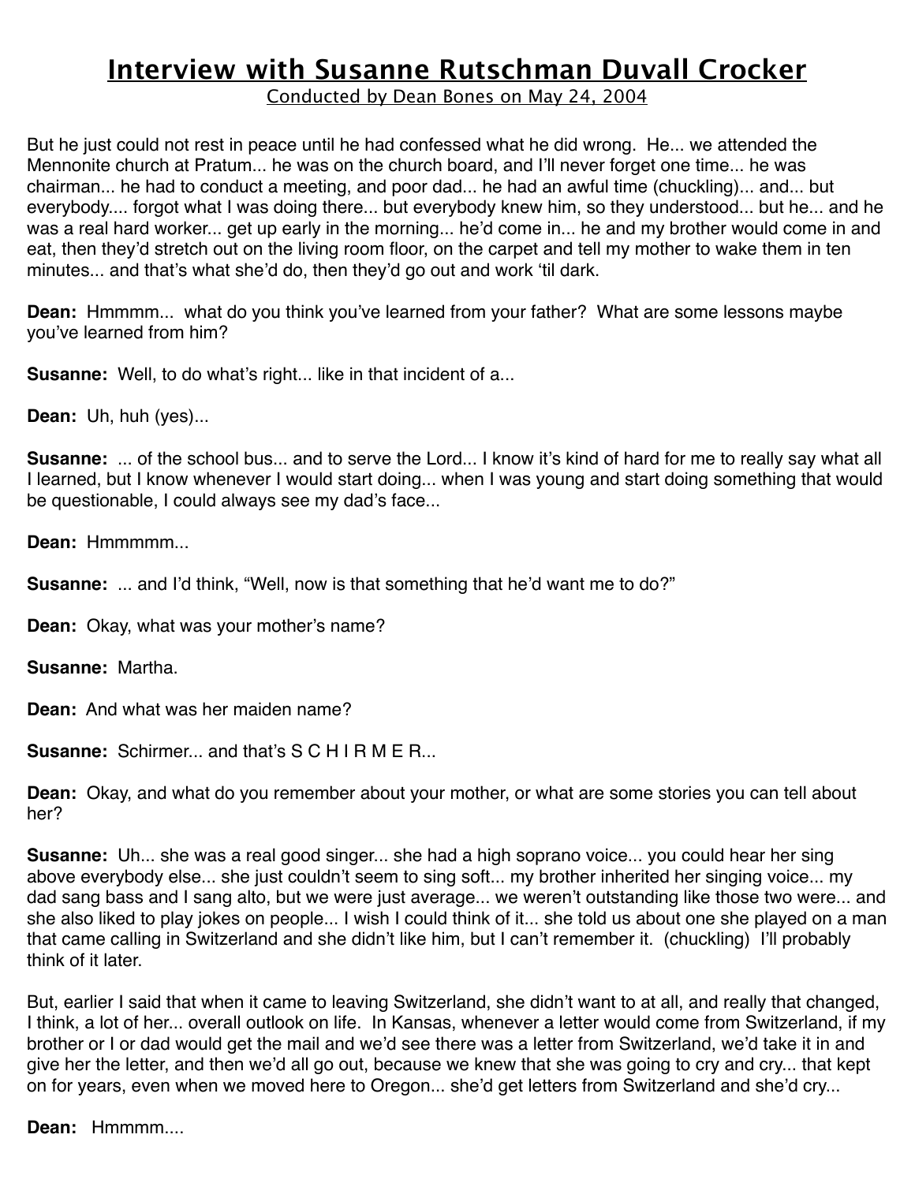# Interview with Susanne Rutschman Duvall Crocker

Conducted by Dean Bones on May 24, 2004

But he just could not rest in peace until he had confessed what he did wrong. He... we attended the Mennonite church at Pratum... he was on the church board, and I'll never forget one time... he was chairman... he had to conduct a meeting, and poor dad... he had an awful time (chuckling)... and... but everybody.... forgot what I was doing there... but everybody knew him, so they understood... but he... and he was a real hard worker... get up early in the morning... he'd come in... he and my brother would come in and eat, then they'd stretch out on the living room floor, on the carpet and tell my mother to wake them in ten minutes... and that's what she'd do, then they'd go out and work 'til dark.

**Dean:** Hmmmm... what do you think you've learned from your father? What are some lessons maybe you've learned from him?

**Susanne:** Well, to do what's right... like in that incident of a...

**Dean:** Uh, huh (yes)...

**Susanne:** ... of the school bus... and to serve the Lord... I know it's kind of hard for me to really say what all I learned, but I know whenever I would start doing... when I was young and start doing something that would be questionable, I could always see my dad's face...

**Dean:** Hmmmmm...

**Susanne:** ... and I'd think, "Well, now is that something that he'd want me to do?"

**Dean:** Okay, what was your mother's name?

**Susanne:** Martha.

**Dean:** And what was her maiden name?

**Susanne:** Schirmer... and that's S C H I R M E R...

**Dean:** Okay, and what do you remember about your mother, or what are some stories you can tell about her?

**Susanne:** Uh... she was a real good singer... she had a high soprano voice... you could hear her sing above everybody else... she just couldn't seem to sing soft... my brother inherited her singing voice... my dad sang bass and I sang alto, but we were just average... we weren't outstanding like those two were... and she also liked to play jokes on people... I wish I could think of it... she told us about one she played on a man that came calling in Switzerland and she didn't like him, but I can't remember it. (chuckling) I'll probably think of it later.

But, earlier I said that when it came to leaving Switzerland, she didn't want to at all, and really that changed, I think, a lot of her... overall outlook on life. In Kansas, whenever a letter would come from Switzerland, if my brother or I or dad would get the mail and we'd see there was a letter from Switzerland, we'd take it in and give her the letter, and then we'd all go out, because we knew that she was going to cry and cry... that kept on for years, even when we moved here to Oregon... she'd get letters from Switzerland and she'd cry...

**Dean:** Hmmmm....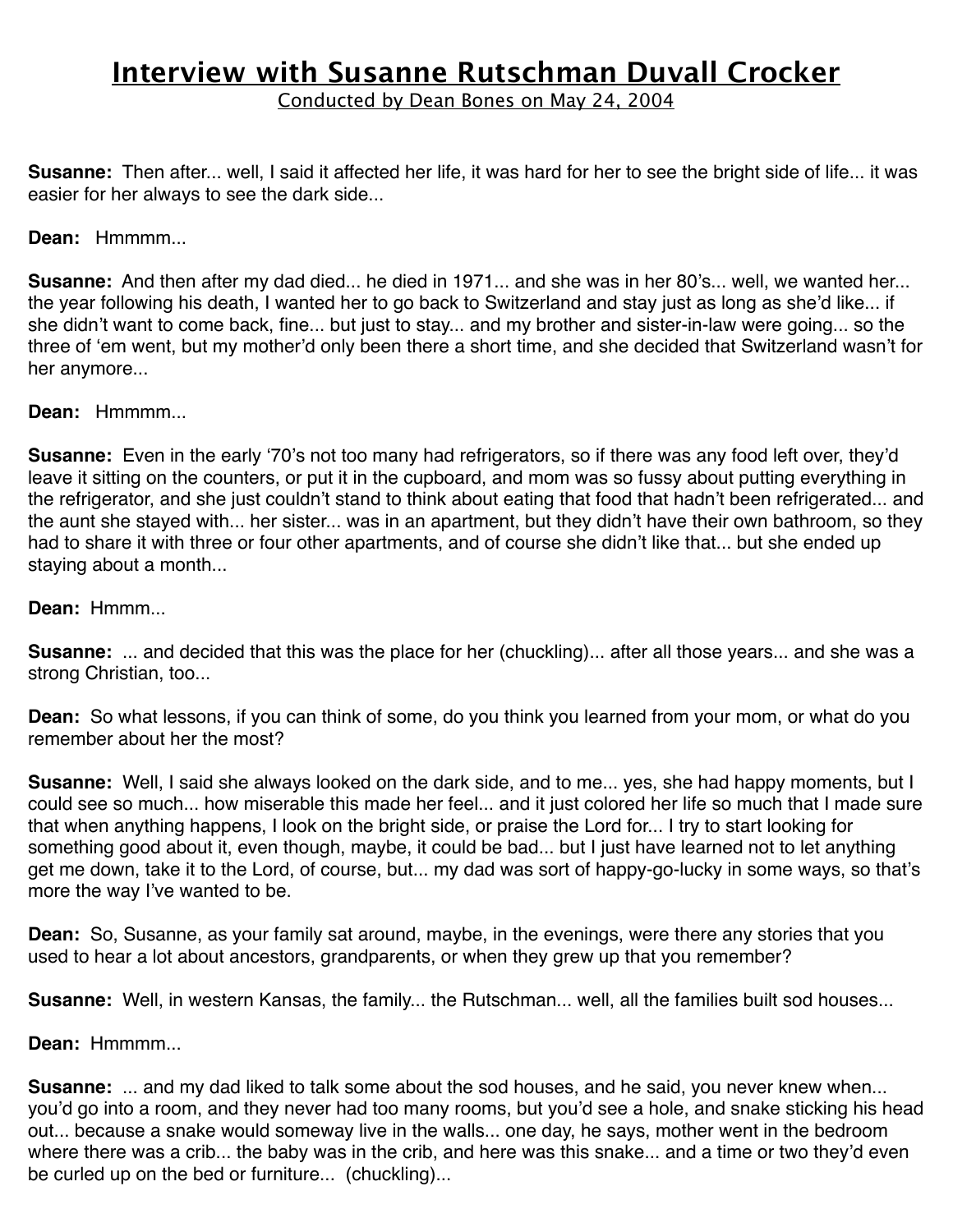# Interview with Susanne Rutschman Duvall Crocker

Conducted by Dean Bones on May 24, 2004

**Susanne:** Then after... well, I said it affected her life, it was hard for her to see the bright side of life... it was easier for her always to see the dark side...

**Dean:** Hmmmm...

**Susanne:** And then after my dad died... he died in 1971... and she was in her 80's... well, we wanted her... the year following his death, I wanted her to go back to Switzerland and stay just as long as she'd like... if she didn't want to come back, fine... but just to stay... and my brother and sister-in-law were going... so the three of 'em went, but my mother'd only been there a short time, and she decided that Switzerland wasn't for her anymore...

**Dean:** Hmmmm...

**Susanne:** Even in the early '70's not too many had refrigerators, so if there was any food left over, they'd leave it sitting on the counters, or put it in the cupboard, and mom was so fussy about putting everything in the refrigerator, and she just couldn't stand to think about eating that food that hadn't been refrigerated... and the aunt she stayed with... her sister... was in an apartment, but they didn't have their own bathroom, so they had to share it with three or four other apartments, and of course she didn't like that... but she ended up staying about a month...

**Dean:** Hmmm...

**Susanne:** ... and decided that this was the place for her (chuckling)... after all those years... and she was a strong Christian, too...

**Dean:** So what lessons, if you can think of some, do you think you learned from your mom, or what do you remember about her the most?

**Susanne:** Well, I said she always looked on the dark side, and to me... yes, she had happy moments, but I could see so much... how miserable this made her feel... and it just colored her life so much that I made sure that when anything happens, I look on the bright side, or praise the Lord for... I try to start looking for something good about it, even though, maybe, it could be bad... but I just have learned not to let anything get me down, take it to the Lord, of course, but... my dad was sort of happy-go-lucky in some ways, so that's more the way I've wanted to be.

**Dean:** So, Susanne, as your family sat around, maybe, in the evenings, were there any stories that you used to hear a lot about ancestors, grandparents, or when they grew up that you remember?

**Susanne:** Well, in western Kansas, the family... the Rutschman... well, all the families built sod houses...

**Dean:** Hmmmm...

**Susanne:** ... and my dad liked to talk some about the sod houses, and he said, you never knew when... you'd go into a room, and they never had too many rooms, but you'd see a hole, and snake sticking his head out... because a snake would someway live in the walls... one day, he says, mother went in the bedroom where there was a crib... the baby was in the crib, and here was this snake... and a time or two they'd even be curled up on the bed or furniture... (chuckling)...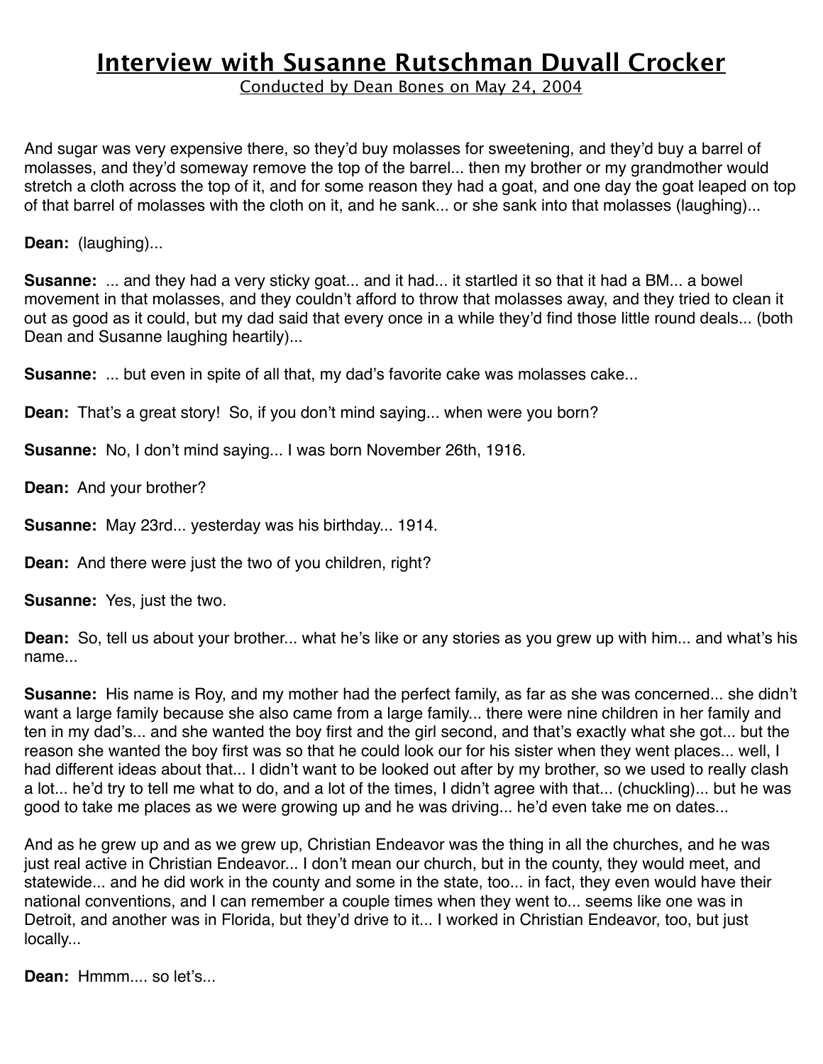# Interview with Susanne Rutschman Duvall Crocker

Conducted by Dean Bones on May 24, 2004

And sugar was very expensive there, so they'd buy molasses for sweetening, and they'd buy a barrel of molasses, and they'd someway remove the top of the barrel... then my brother or my grandmother would stretch a cloth across the top of it, and for some reason they had a goat, and one day the goat leaped on top of that barrel of molasses with the cloth on it, and he sank... or she sank into that molasses (laughing)...

**Dean:** (laughing)...

**Susanne:** ... and they had a very sticky goat... and it had... it startled it so that it had a BM... a bowel movement in that molasses, and they couldn't afford to throw that molasses away, and they tried to clean it out as good as it could, but my dad said that every once in a while they'd find those little round deals... (both Dean and Susanne laughing heartily)...

**Susanne:** ... but even in spite of all that, my dad's favorite cake was molasses cake...

**Dean:** That's a great story! So, if you don't mind saying... when were you born?

**Susanne:** No, I don't mind saying... I was born November 26th, 1916.

**Dean:** And your brother?

**Susanne:** May 23rd... yesterday was his birthday... 1914.

**Dean:** And there were just the two of you children, right?

**Susanne:** Yes, just the two.

**Dean:** So, tell us about your brother... what he's like or any stories as you grew up with him... and what's his name...

**Susanne:** His name is Roy, and my mother had the perfect family, as far as she was concerned... she didn't want a large family because she also came from a large family... there were nine children in her family and ten in my dad's... and she wanted the boy first and the girl second, and that's exactly what she got... but the reason she wanted the boy first was so that he could look our for his sister when they went places... well, I had different ideas about that... I didn't want to be looked out after by my brother, so we used to really clash a lot... he'd try to tell me what to do, and a lot of the times, I didn't agree with that... (chuckling)... but he was good to take me places as we were growing up and he was driving... he'd even take me on dates...

And as he grew up and as we grew up, Christian Endeavor was the thing in all the churches, and he was just real active in Christian Endeavor... I don't mean our church, but in the county, they would meet, and statewide... and he did work in the county and some in the state, too... in fact, they even would have their national conventions, and I can remember a couple times when they went to... seems like one was in Detroit, and another was in Florida, but they'd drive to it... I worked in Christian Endeavor, too, but just locally...

**Dean:** Hmmm.... so let's...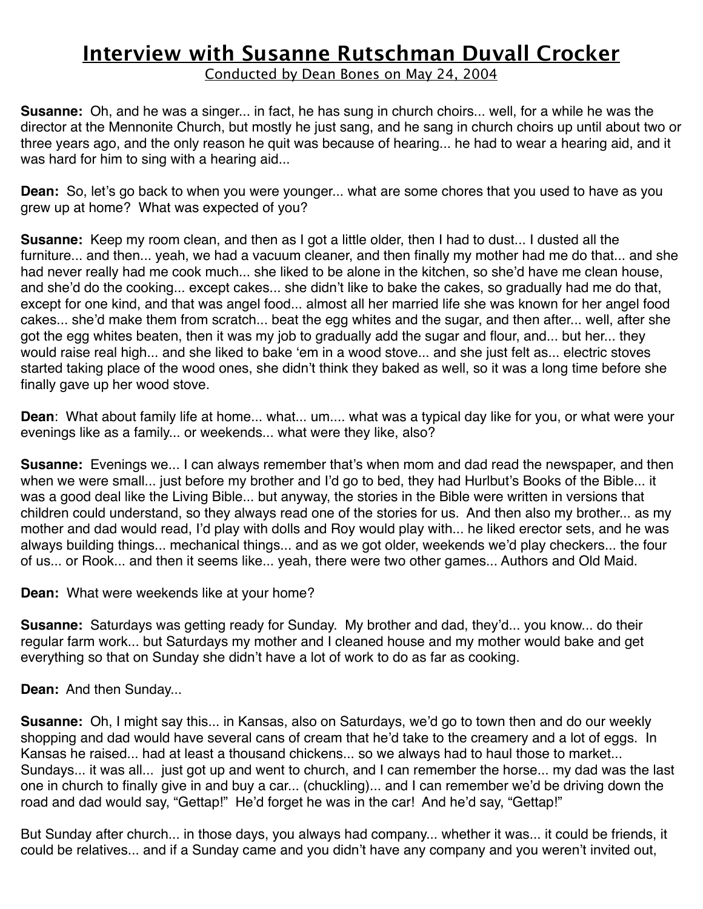# Interview with Susanne Rutschman Duvall Crocker

Conducted by Dean Bones on May 24, 2004

**Susanne:** Oh, and he was a singer... in fact, he has sung in church choirs... well, for a while he was the director at the Mennonite Church, but mostly he just sang, and he sang in church choirs up until about two or three years ago, and the only reason he quit was because of hearing... he had to wear a hearing aid, and it was hard for him to sing with a hearing aid...

**Dean:** So, let's go back to when you were younger... what are some chores that you used to have as you grew up at home? What was expected of you?

**Susanne:** Keep my room clean, and then as I got a little older, then I had to dust... I dusted all the furniture... and then... yeah, we had a vacuum cleaner, and then finally my mother had me do that... and she had never really had me cook much... she liked to be alone in the kitchen, so she'd have me clean house, and she'd do the cooking... except cakes... she didn't like to bake the cakes, so gradually had me do that, except for one kind, and that was angel food... almost all her married life she was known for her angel food cakes... she'd make them from scratch... beat the egg whites and the sugar, and then after... well, after she got the egg whites beaten, then it was my job to gradually add the sugar and flour, and... but her... they would raise real high... and she liked to bake 'em in a wood stove... and she just felt as... electric stoves started taking place of the wood ones, she didn't think they baked as well, so it was a long time before she finally gave up her wood stove.

**Dean**: What about family life at home... what... um.... what was a typical day like for you, or what were your evenings like as a family... or weekends... what were they like, also?

**Susanne:** Evenings we... I can always remember that's when mom and dad read the newspaper, and then when we were small... just before my brother and I'd go to bed, they had Hurlbut's Books of the Bible... it was a good deal like the Living Bible... but anyway, the stories in the Bible were written in versions that children could understand, so they always read one of the stories for us. And then also my brother... as my mother and dad would read, I'd play with dolls and Roy would play with... he liked erector sets, and he was always building things... mechanical things... and as we got older, weekends we'd play checkers... the four of us... or Rook... and then it seems like... yeah, there were two other games... Authors and Old Maid.

**Dean:** What were weekends like at your home?

**Susanne:** Saturdays was getting ready for Sunday. My brother and dad, they'd... you know... do their regular farm work... but Saturdays my mother and I cleaned house and my mother would bake and get everything so that on Sunday she didn't have a lot of work to do as far as cooking.

**Dean:** And then Sunday...

**Susanne:** Oh, I might say this... in Kansas, also on Saturdays, we'd go to town then and do our weekly shopping and dad would have several cans of cream that he'd take to the creamery and a lot of eggs. In Kansas he raised... had at least a thousand chickens... so we always had to haul those to market... Sundays... it was all... just got up and went to church, and I can remember the horse... my dad was the last one in church to finally give in and buy a car... (chuckling)... and I can remember we'd be driving down the road and dad would say, "Gettap!" He'd forget he was in the car! And he'd say, "Gettap!"

But Sunday after church... in those days, you always had company... whether it was... it could be friends, it could be relatives... and if a Sunday came and you didn't have any company and you weren't invited out,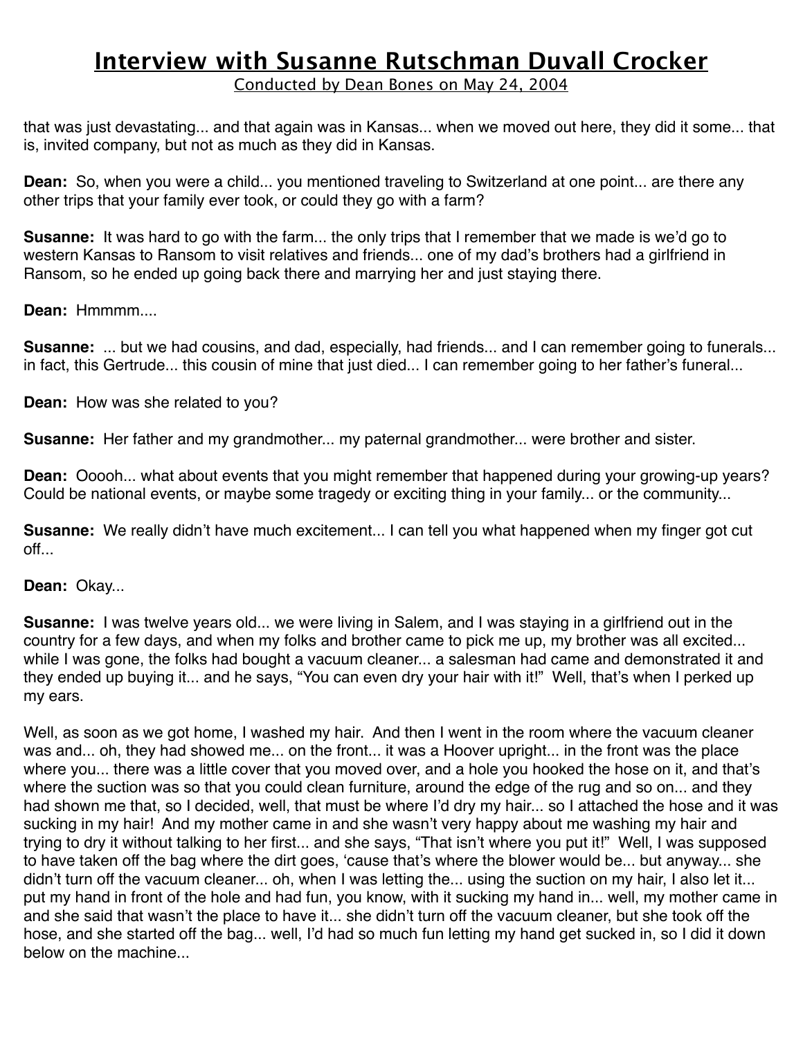that was just devastating... and that again was in Kansas... when we moved out here, they did it some... that is, invited company, but not as much as they did in Kansas.

**Dean:** So, when you were a child... you mentioned traveling to Switzerland at one point... are there any other trips that your family ever took, or could they go with a farm?

**Susanne:** It was hard to go with the farm... the only trips that I remember that we made is we'd go to western Kansas to Ransom to visit relatives and friends... one of my dad's brothers had a girlfriend in Ransom, so he ended up going back there and marrying her and just staying there.

**Dean:** Hmmmm....

**Susanne:** ... but we had cousins, and dad, especially, had friends... and I can remember going to funerals... in fact, this Gertrude... this cousin of mine that just died... I can remember going to her father's funeral...

**Dean:** How was she related to you?

**Susanne:** Her father and my grandmother... my paternal grandmother... were brother and sister.

**Dean:** Ooooh... what about events that you might remember that happened during your growing-up years? Could be national events, or maybe some tragedy or exciting thing in your family... or the community...

**Susanne:** We really didn't have much excitement... I can tell you what happened when my finger got cut off...

**Dean:** Okay...

**Susanne:** I was twelve years old... we were living in Salem, and I was staying in a girlfriend out in the country for a few days, and when my folks and brother came to pick me up, my brother was all excited... while I was gone, the folks had bought a vacuum cleaner... a salesman had came and demonstrated it and they ended up buying it... and he says, "You can even dry your hair with it!" Well, that's when I perked up my ears.

Well, as soon as we got home, I washed my hair. And then I went in the room where the vacuum cleaner was and... oh, they had showed me... on the front... it was a Hoover upright... in the front was the place where you... there was a little cover that you moved over, and a hole you hooked the hose on it, and that's where the suction was so that you could clean furniture, around the edge of the rug and so on... and they had shown me that, so I decided, well, that must be where I'd dry my hair... so I attached the hose and it was sucking in my hair! And my mother came in and she wasn't very happy about me washing my hair and trying to dry it without talking to her first... and she says, "That isn't where you put it!" Well, I was supposed to have taken off the bag where the dirt goes, 'cause that's where the blower would be... but anyway... she didn't turn off the vacuum cleaner... oh, when I was letting the... using the suction on my hair, I also let it... put my hand in front of the hole and had fun, you know, with it sucking my hand in... well, my mother came in and she said that wasn't the place to have it... she didn't turn off the vacuum cleaner, but she took off the hose, and she started off the bag... well, I'd had so much fun letting my hand get sucked in, so I did it down below on the machine...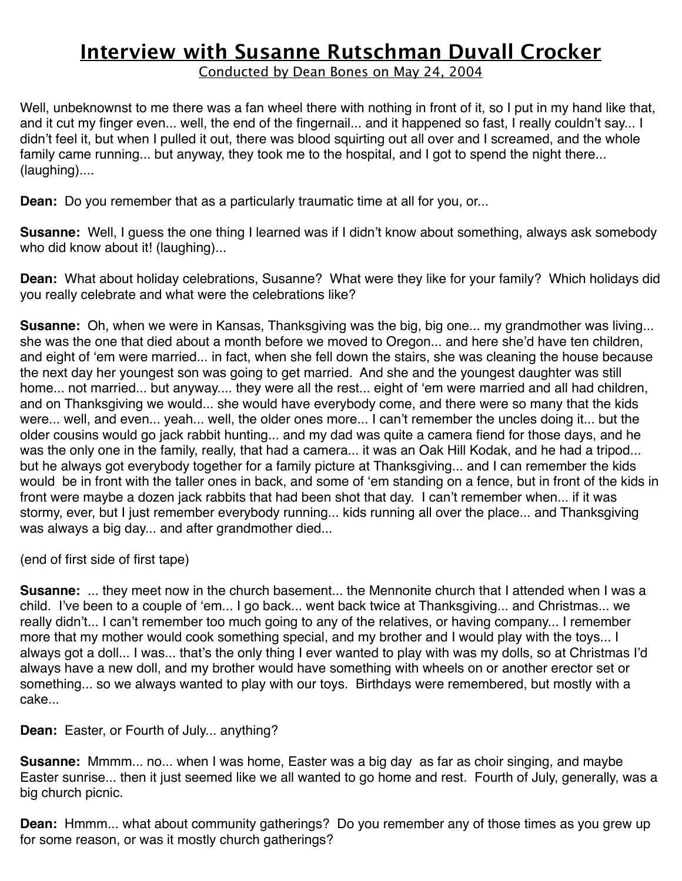# Interview with Susanne Rutschman Duvall Crocker

Conducted by Dean Bones on May 24, 2004

Well, unbeknownst to me there was a fan wheel there with nothing in front of it, so I put in my hand like that, and it cut my finger even... well, the end of the fingernail... and it happened so fast, I really couldn't say... I didn't feel it, but when I pulled it out, there was blood squirting out all over and I screamed, and the whole family came running... but anyway, they took me to the hospital, and I got to spend the night there... (laughing)....

**Dean:** Do you remember that as a particularly traumatic time at all for you, or...

**Susanne:** Well, I guess the one thing I learned was if I didn't know about something, always ask somebody who did know about it! (laughing)...

**Dean:** What about holiday celebrations, Susanne? What were they like for your family? Which holidays did you really celebrate and what were the celebrations like?

**Susanne:** Oh, when we were in Kansas, Thanksgiving was the big, big one... my grandmother was living... she was the one that died about a month before we moved to Oregon... and here she'd have ten children, and eight of 'em were married... in fact, when she fell down the stairs, she was cleaning the house because the next day her youngest son was going to get married. And she and the youngest daughter was still home... not married... but anyway.... they were all the rest... eight of 'em were married and all had children, and on Thanksgiving we would... she would have everybody come, and there were so many that the kids were... well, and even... yeah... well, the older ones more... I can't remember the uncles doing it... but the older cousins would go jack rabbit hunting... and my dad was quite a camera fiend for those days, and he was the only one in the family, really, that had a camera... it was an Oak Hill Kodak, and he had a tripod... but he always got everybody together for a family picture at Thanksgiving... and I can remember the kids would be in front with the taller ones in back, and some of 'em standing on a fence, but in front of the kids in front were maybe a dozen jack rabbits that had been shot that day. I can't remember when... if it was stormy, ever, but I just remember everybody running... kids running all over the place... and Thanksgiving was always a big day... and after grandmother died...

(end of first side of first tape)

**Susanne:** ... they meet now in the church basement... the Mennonite church that I attended when I was a child. I've been to a couple of 'em... I go back... went back twice at Thanksgiving... and Christmas... we really didn't... I can't remember too much going to any of the relatives, or having company... I remember more that my mother would cook something special, and my brother and I would play with the toys... I always got a doll... I was... that's the only thing I ever wanted to play with was my dolls, so at Christmas I'd always have a new doll, and my brother would have something with wheels on or another erector set or something... so we always wanted to play with our toys. Birthdays were remembered, but mostly with a cake...

**Dean:** Easter, or Fourth of July... anything?

**Susanne:** Mmmm... no... when I was home, Easter was a big day as far as choir singing, and maybe Easter sunrise... then it just seemed like we all wanted to go home and rest. Fourth of July, generally, was a big church picnic.

**Dean:** Hmmm... what about community gatherings? Do you remember any of those times as you grew up for some reason, or was it mostly church gatherings?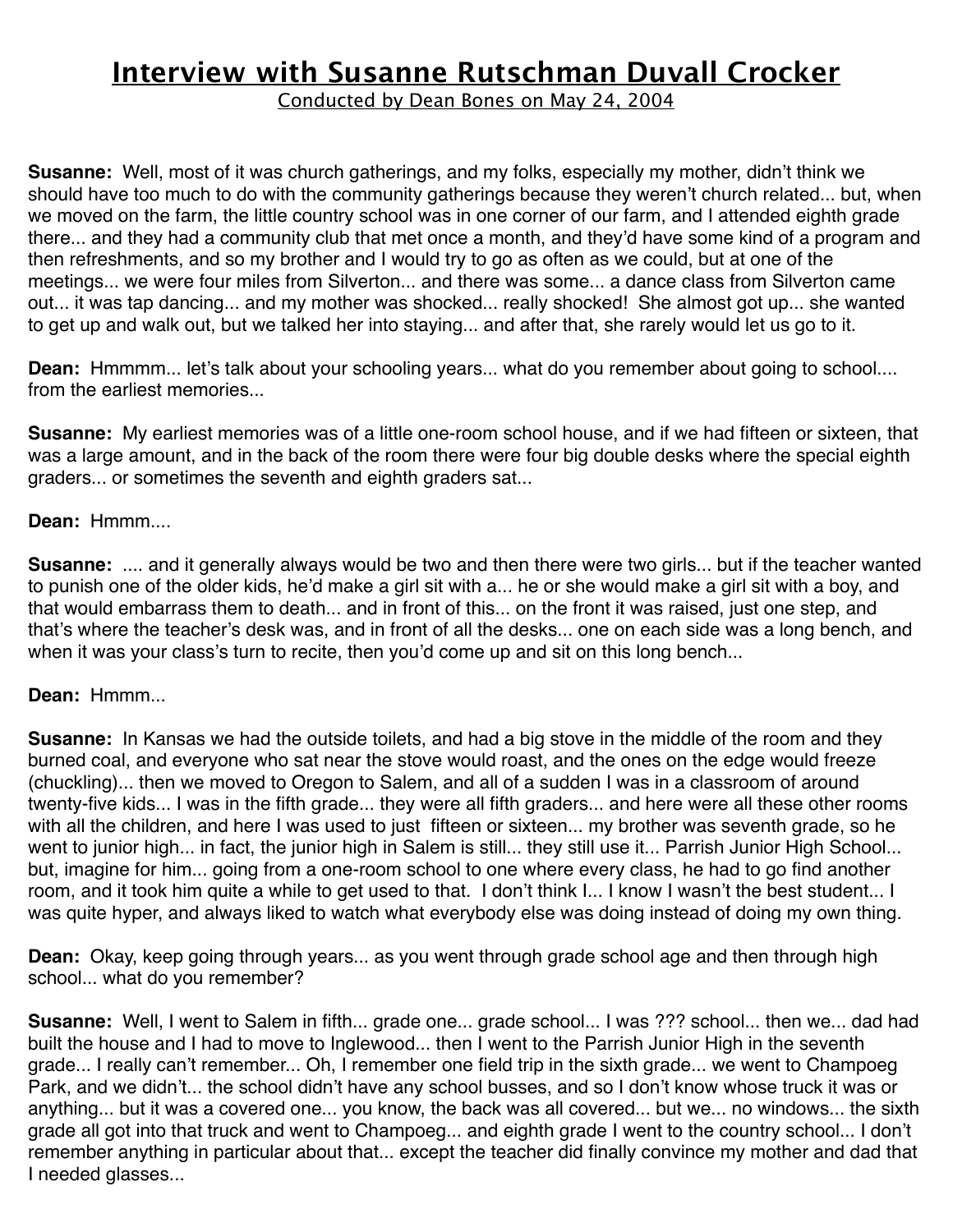# Interview with Susanne Rutschman Duvall Crocker

Conducted by Dean Bones on May 24, 2004

**Susanne:** Well, most of it was church gatherings, and my folks, especially my mother, didn't think we should have too much to do with the community gatherings because they weren't church related... but, when we moved on the farm, the little country school was in one corner of our farm, and I attended eighth grade there... and they had a community club that met once a month, and they'd have some kind of a program and then refreshments, and so my brother and I would try to go as often as we could, but at one of the meetings... we were four miles from Silverton... and there was some... a dance class from Silverton came out... it was tap dancing... and my mother was shocked... really shocked! She almost got up... she wanted to get up and walk out, but we talked her into staying... and after that, she rarely would let us go to it.

**Dean:** Hmmmm... let's talk about your schooling years... what do you remember about going to school.... from the earliest memories...

**Susanne:** My earliest memories was of a little one-room school house, and if we had fifteen or sixteen, that was a large amount, and in the back of the room there were four big double desks where the special eighth graders... or sometimes the seventh and eighth graders sat...

**Dean:** Hmmm....

**Susanne:** .... and it generally always would be two and then there were two girls... but if the teacher wanted to punish one of the older kids, he'd make a girl sit with a... he or she would make a girl sit with a boy, and that would embarrass them to death... and in front of this... on the front it was raised, just one step, and that's where the teacher's desk was, and in front of all the desks... one on each side was a long bench, and when it was your class's turn to recite, then you'd come up and sit on this long bench...

**Dean:** Hmmm...

**Susanne:** In Kansas we had the outside toilets, and had a big stove in the middle of the room and they burned coal, and everyone who sat near the stove would roast, and the ones on the edge would freeze (chuckling)... then we moved to Oregon to Salem, and all of a sudden I was in a classroom of around twenty-five kids... I was in the fifth grade... they were all fifth graders... and here were all these other rooms with all the children, and here I was used to just fifteen or sixteen... my brother was seventh grade, so he went to junior high... in fact, the junior high in Salem is still... they still use it... Parrish Junior High School... but, imagine for him... going from a one-room school to one where every class, he had to go find another room, and it took him quite a while to get used to that. I don't think I... I know I wasn't the best student... I was quite hyper, and always liked to watch what everybody else was doing instead of doing my own thing.

**Dean:** Okay, keep going through years... as you went through grade school age and then through high school... what do you remember?

**Susanne:** Well, I went to Salem in fifth... grade one... grade school... I was ??? school... then we... dad had built the house and I had to move to Inglewood... then I went to the Parrish Junior High in the seventh grade... I really can't remember... Oh, I remember one field trip in the sixth grade... we went to Champoeg Park, and we didn't... the school didn't have any school busses, and so I don't know whose truck it was or anything... but it was a covered one... you know, the back was all covered... but we... no windows... the sixth grade all got into that truck and went to Champoeg... and eighth grade I went to the country school... I don't remember anything in particular about that... except the teacher did finally convince my mother and dad that I needed glasses...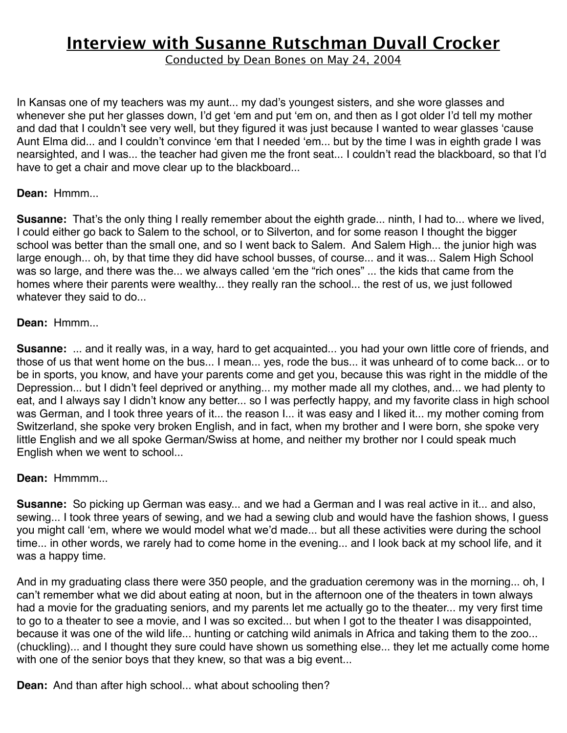# Interview with Susanne Rutschman Duvall Crocker

Conducted by Dean Bones on May 24, 2004

In Kansas one of my teachers was my aunt... my dad's youngest sisters, and she wore glasses and whenever she put her glasses down, I'd get 'em and put 'em on, and then as I got older I'd tell my mother and dad that I couldn't see very well, but they figured it was just because I wanted to wear glasses 'cause Aunt Elma did... and I couldn't convince 'em that I needed 'em... but by the time I was in eighth grade I was nearsighted, and I was... the teacher had given me the front seat... I couldn't read the blackboard, so that I'd have to get a chair and move clear up to the blackboard...

**Dean:** Hmmm...

**Susanne:** That's the only thing I really remember about the eighth grade... ninth, I had to... where we lived, I could either go back to Salem to the school, or to Silverton, and for some reason I thought the bigger school was better than the small one, and so I went back to Salem. And Salem High... the junior high was large enough... oh, by that time they did have school busses, of course... and it was... Salem High School was so large, and there was the... we always called 'em the "rich ones" ... the kids that came from the homes where their parents were wealthy... they really ran the school... the rest of us, we just followed whatever they said to do...

**Dean:** Hmmm...

**Susanne:** ... and it really was, in a way, hard to get acquainted... you had your own little core of friends, and those of us that went home on the bus... I mean... yes, rode the bus... it was unheard of to come back... or to be in sports, you know, and have your parents come and get you, because this was right in the middle of the Depression... but I didn't feel deprived or anything... my mother made all my clothes, and... we had plenty to eat, and I always say I didn't know any better... so I was perfectly happy, and my favorite class in high school was German, and I took three years of it... the reason I... it was easy and I liked it... my mother coming from Switzerland, she spoke very broken English, and in fact, when my brother and I were born, she spoke very little English and we all spoke German/Swiss at home, and neither my brother nor I could speak much English when we went to school...

**Dean:** Hmmmm...

**Susanne:** So picking up German was easy... and we had a German and I was real active in it... and also, sewing... I took three years of sewing, and we had a sewing club and would have the fashion shows, I guess you might call 'em, where we would model what we'd made... but all these activities were during the school time... in other words, we rarely had to come home in the evening... and I look back at my school life, and it was a happy time.

And in my graduating class there were 350 people, and the graduation ceremony was in the morning... oh, I can't remember what we did about eating at noon, but in the afternoon one of the theaters in town always had a movie for the graduating seniors, and my parents let me actually go to the theater... my very first time to go to a theater to see a movie, and I was so excited... but when I got to the theater I was disappointed, because it was one of the wild life... hunting or catching wild animals in Africa and taking them to the zoo... (chuckling)... and I thought they sure could have shown us something else... they let me actually come home with one of the senior boys that they knew, so that was a big event...

**Dean:** And than after high school... what about schooling then?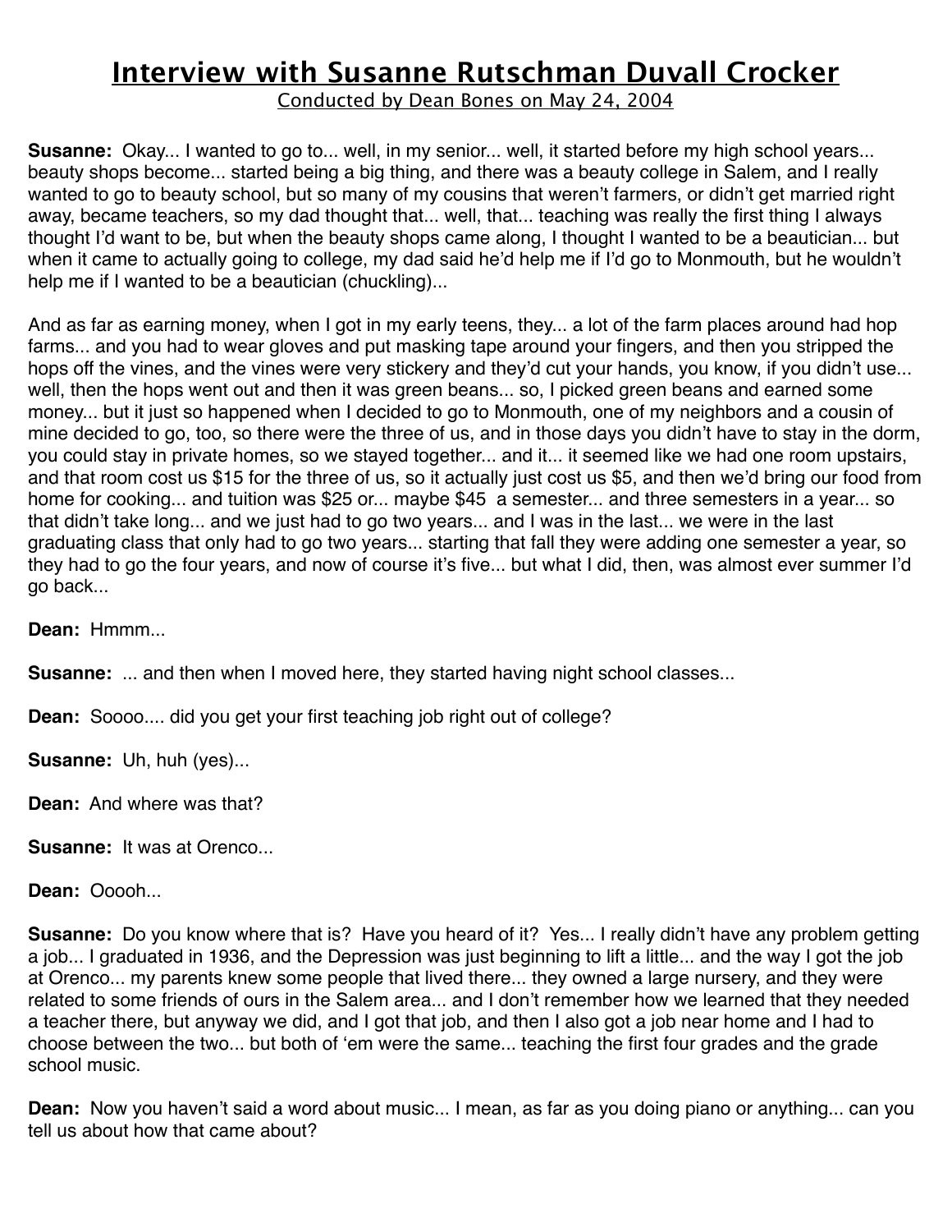# Interview with Susanne Rutschman Duvall Crocker

Conducted by Dean Bones on May 24, 2004

**Susanne:** Okay... I wanted to go to... well, in my senior... well, it started before my high school years... beauty shops become... started being a big thing, and there was a beauty college in Salem, and I really wanted to go to beauty school, but so many of my cousins that weren't farmers, or didn't get married right away, became teachers, so my dad thought that... well, that... teaching was really the first thing I always thought I'd want to be, but when the beauty shops came along, I thought I wanted to be a beautician... but when it came to actually going to college, my dad said he'd help me if I'd go to Monmouth, but he wouldn't help me if I wanted to be a beautician (chuckling)...

And as far as earning money, when I got in my early teens, they... a lot of the farm places around had hop farms... and you had to wear gloves and put masking tape around your fingers, and then you stripped the hops off the vines, and the vines were very stickery and they'd cut your hands, you know, if you didn't use... well, then the hops went out and then it was green beans... so, I picked green beans and earned some money... but it just so happened when I decided to go to Monmouth, one of my neighbors and a cousin of mine decided to go, too, so there were the three of us, and in those days you didn't have to stay in the dorm, you could stay in private homes, so we stayed together... and it... it seemed like we had one room upstairs, and that room cost us $15 for the three of us, so it actually just cost us $5, and then we'd bring our food from home for cooking... and tuition was $25 or... maybe $45 a semester... and three semesters in a year... so that didn't take long... and we just had to go two years... and I was in the last... we were in the last graduating class that only had to go two years... starting that fall they were adding one semester a year, so they had to go the four years, and now of course it's five... but what I did, then, was almost ever summer I'd go back...

**Dean:** Hmmm...

**Susanne:** ... and then when I moved here, they started having night school classes...

**Dean:** Soooo.... did you get your first teaching job right out of college?

**Susanne:** Uh, huh (yes)...

**Dean:** And where was that?

**Susanne:** It was at Orenco...

**Dean:** Ooooh...

**Susanne:** Do you know where that is? Have you heard of it? Yes... I really didn't have any problem getting a job... I graduated in 1936, and the Depression was just beginning to lift a little... and the way I got the job at Orenco... my parents knew some people that lived there... they owned a large nursery, and they were related to some friends of ours in the Salem area... and I don't remember how we learned that they needed a teacher there, but anyway we did, and I got that job, and then I also got a job near home and I had to choose between the two... but both of 'em were the same... teaching the first four grades and the grade school music.

**Dean:** Now you haven't said a word about music... I mean, as far as you doing piano or anything... can you tell us about how that came about?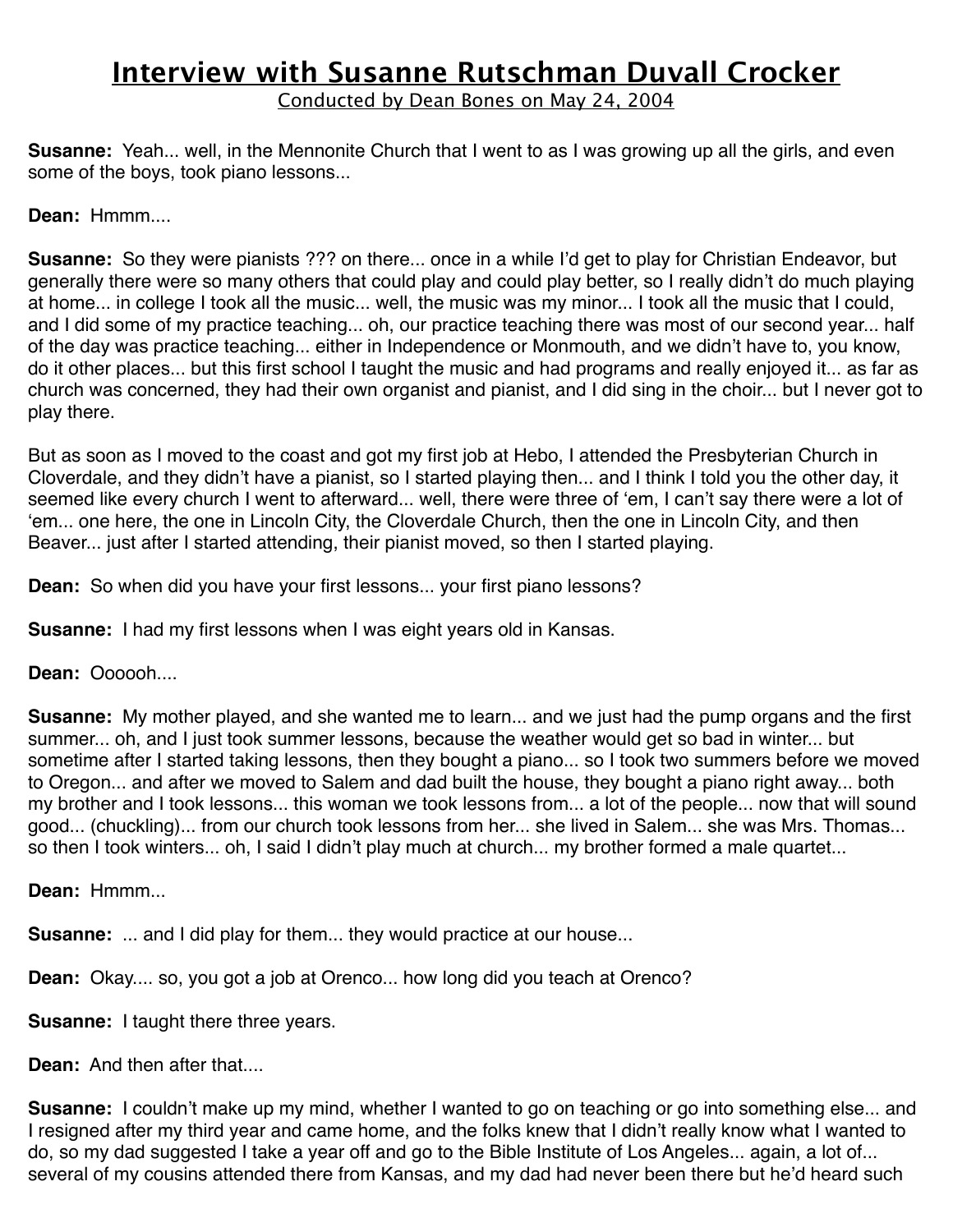# Interview with Susanne Rutschman Duvall Crocker

Conducted by Dean Bones on May 24, 2004

**Susanne:** Yeah... well, in the Mennonite Church that I went to as I was growing up all the girls, and even some of the boys, took piano lessons...

**Dean:** Hmmm....

**Susanne:** So they were pianists ??? on there... once in a while I'd get to play for Christian Endeavor, but generally there were so many others that could play and could play better, so I really didn't do much playing at home... in college I took all the music... well, the music was my minor... I took all the music that I could, and I did some of my practice teaching... oh, our practice teaching there was most of our second year... half of the day was practice teaching... either in Independence or Monmouth, and we didn't have to, you know, do it other places... but this first school I taught the music and had programs and really enjoyed it... as far as church was concerned, they had their own organist and pianist, and I did sing in the choir... but I never got to play there.

But as soon as I moved to the coast and got my first job at Hebo, I attended the Presbyterian Church in Cloverdale, and they didn't have a pianist, so I started playing then... and I think I told you the other day, it seemed like every church I went to afterward... well, there were three of 'em, I can't say there were a lot of 'em... one here, the one in Lincoln City, the Cloverdale Church, then the one in Lincoln City, and then Beaver... just after I started attending, their pianist moved, so then I started playing.

**Dean:** So when did you have your first lessons... your first piano lessons?

**Susanne:** I had my first lessons when I was eight years old in Kansas.

**Dean:** Oooooh....

**Susanne:** My mother played, and she wanted me to learn... and we just had the pump organs and the first summer... oh, and I just took summer lessons, because the weather would get so bad in winter... but sometime after I started taking lessons, then they bought a piano... so I took two summers before we moved to Oregon... and after we moved to Salem and dad built the house, they bought a piano right away... both my brother and I took lessons... this woman we took lessons from... a lot of the people... now that will sound good... (chuckling)... from our church took lessons from her... she lived in Salem... she was Mrs. Thomas... so then I took winters... oh, I said I didn't play much at church... my brother formed a male quartet...

**Dean:** Hmmm...

**Susanne:** ... and I did play for them... they would practice at our house...

**Dean:** Okay.... so, you got a job at Orenco... how long did you teach at Orenco?

**Susanne:** I taught there three years.

**Dean:** And then after that....

**Susanne:** I couldn't make up my mind, whether I wanted to go on teaching or go into something else... and I resigned after my third year and came home, and the folks knew that I didn't really know what I wanted to do, so my dad suggested I take a year off and go to the Bible Institute of Los Angeles... again, a lot of... several of my cousins attended there from Kansas, and my dad had never been there but he'd heard such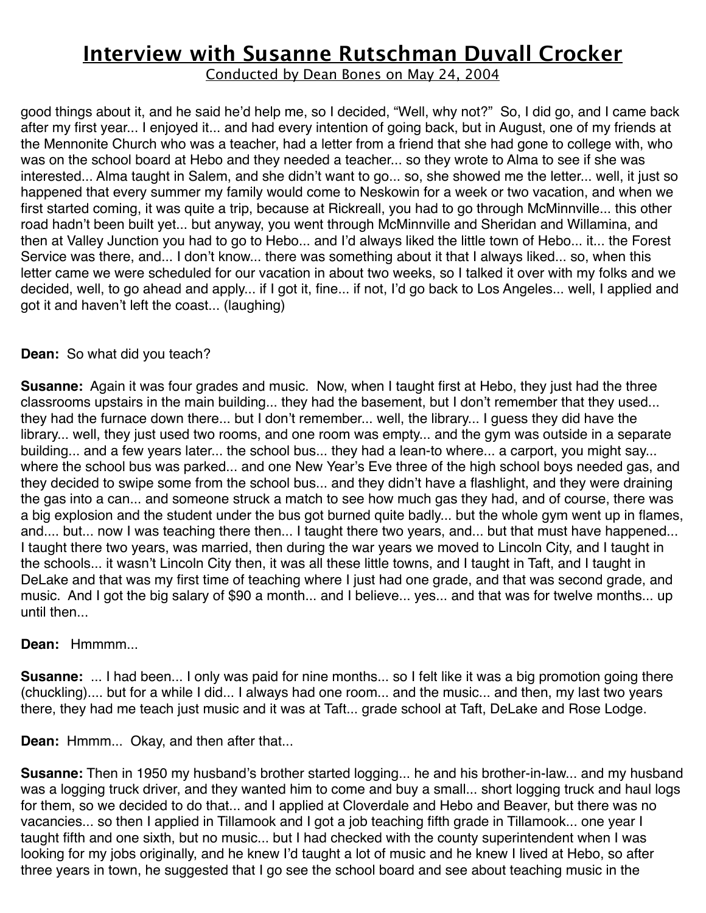good things about it, and he said he'd help me, so I decided, "Well, why not?" So, I did go, and I came back after my first year... I enjoyed it... and had every intention of going back, but in August, one of my friends at the Mennonite Church who was a teacher, had a letter from a friend that she had gone to college with, who was on the school board at Hebo and they needed a teacher... so they wrote to Alma to see if she was interested... Alma taught in Salem, and she didn't want to go... so, she showed me the letter... well, it just so happened that every summer my family would come to Neskowin for a week or two vacation, and when we first started coming, it was quite a trip, because at Rickreall, you had to go through McMinnville... this other road hadn't been built yet... but anyway, you went through McMinnville and Sheridan and Willamina, and then at Valley Junction you had to go to Hebo... and I'd always liked the little town of Hebo... it... the Forest Service was there, and... I don't know... there was something about it that I always liked... so, when this letter came we were scheduled for our vacation in about two weeks, so I talked it over with my folks and we decided, well, to go ahead and apply... if I got it, fine... if not, I'd go back to Los Angeles... well, I applied and got it and haven't left the coast... (laughing)

**Dean:** So what did you teach?

**Susanne:** Again it was four grades and music. Now, when I taught first at Hebo, they just had the three classrooms upstairs in the main building... they had the basement, but I don't remember that they used... they had the furnace down there... but I don't remember... well, the library... I guess they did have the library... well, they just used two rooms, and one room was empty... and the gym was outside in a separate building... and a few years later... the school bus... they had a lean-to where... a carport, you might say... where the school bus was parked... and one New Year's Eve three of the high school boys needed gas, and they decided to swipe some from the school bus... and they didn't have a flashlight, and they were draining the gas into a can... and someone struck a match to see how much gas they had, and of course, there was a big explosion and the student under the bus got burned quite badly... but the whole gym went up in flames, and.... but... now I was teaching there then... I taught there two years, and... but that must have happened... I taught there two years, was married, then during the war years we moved to Lincoln City, and I taught in the schools... it wasn't Lincoln City then, it was all these little towns, and I taught in Taft, and I taught in DeLake and that was my first time of teaching where I just had one grade, and that was second grade, and music. And I got the big salary of $90 a month... and I believe... yes... and that was for twelve months... up until then...

**Dean:** Hmmmm...

**Susanne:** ... I had been... I only was paid for nine months... so I felt like it was a big promotion going there (chuckling).... but for a while I did... I always had one room... and the music... and then, my last two years there, they had me teach just music and it was at Taft... grade school at Taft, DeLake and Rose Lodge.

**Dean:** Hmmm... Okay, and then after that...

**Susanne:** Then in 1950 my husband's brother started logging... he and his brother-in-law... and my husband was a logging truck driver, and they wanted him to come and buy a small... short logging truck and haul logs for them, so we decided to do that... and I applied at Cloverdale and Hebo and Beaver, but there was no vacancies... so then I applied in Tillamook and I got a job teaching fifth grade in Tillamook... one year I taught fifth and one sixth, but no music... but I had checked with the county superintendent when I was looking for my jobs originally, and he knew I'd taught a lot of music and he knew I lived at Hebo, so after three years in town, he suggested that I go see the school board and see about teaching music in the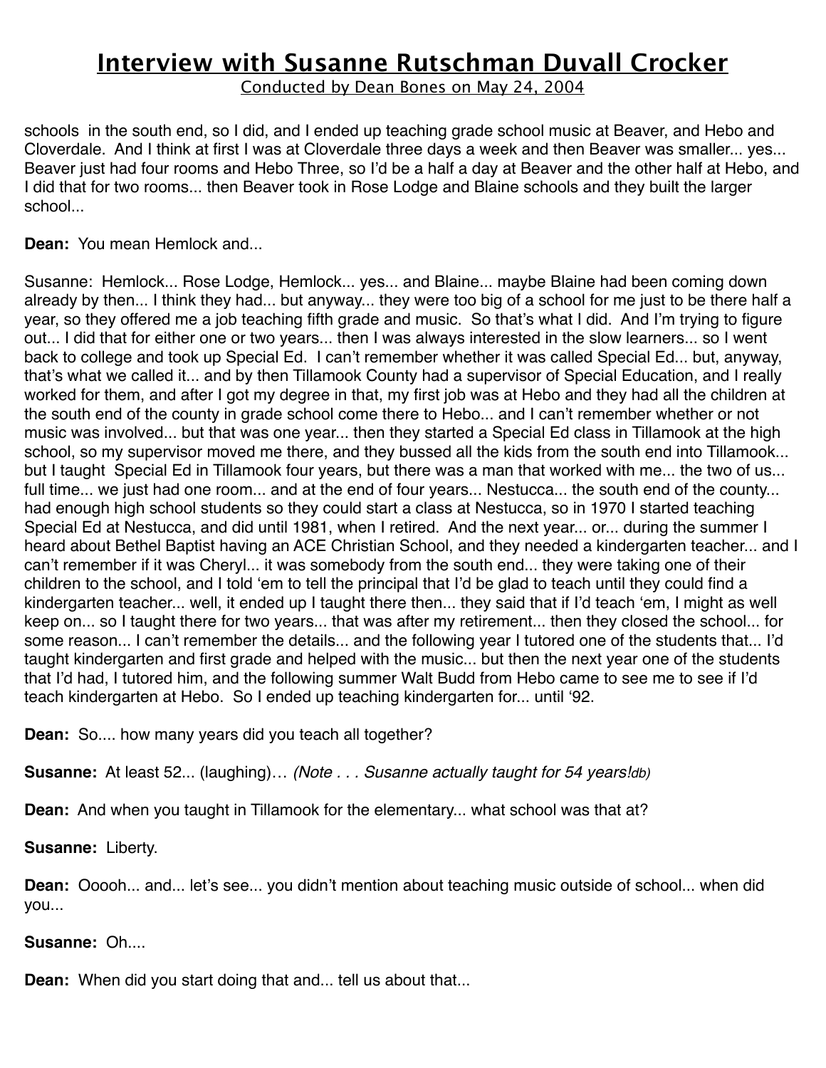schools  in the south end, so I did, and I ended up teaching grade school music at Beaver, and Hebo and Cloverdale.  And I think at first I was at Cloverdale three days a week and then Beaver was smaller... yes... Beaver just had four rooms and Hebo Three, so I'd be a half a day at Beaver and the other half at Hebo, and I did that for two rooms... then Beaver took in Rose Lodge and Blaine schools and they built the larger school...

**Dean:**  You mean Hemlock and...

Susanne:  Hemlock... Rose Lodge, Hemlock... yes... and Blaine... maybe Blaine had been coming down already by then... I think they had... but anyway... they were too big of a school for me just to be there half a year, so they offered me a job teaching fifth grade and music.  So that's what I did.  And I'm trying to figure out... I did that for either one or two years... then I was always interested in the slow learners... so I went back to college and took up Special Ed.  I can't remember whether it was called Special Ed... but, anyway, that's what we called it... and by then Tillamook County had a supervisor of Special Education, and I really worked for them, and after I got my degree in that, my first job was at Hebo and they had all the children at the south end of the county in grade school come there to Hebo... and I can't remember whether or not music was involved... but that was one year... then they started a Special Ed class in Tillamook at the high school, so my supervisor moved me there, and they bussed all the kids from the south end into Tillamook... but I taught  Special Ed in Tillamook four years, but there was a man that worked with me... the two of us... full time... we just had one room... and at the end of four years... Nestucca... the south end of the county... had enough high school students so they could start a class at Nestucca, so in 1970 I started teaching Special Ed at Nestucca, and did until 1981, when I retired.  And the next year... or... during the summer I heard about Bethel Baptist having an ACE Christian School, and they needed a kindergarten teacher... and I can't remember if it was Cheryl... it was somebody from the south end... they were taking one of their children to the school, and I told 'em to tell the principal that I'd be glad to teach until they could find a kindergarten teacher... well, it ended up I taught there then... they said that if I'd teach 'em, I might as well keep on... so I taught there for two years... that was after my retirement... then they closed the school... for some reason... I can't remember the details... and the following year I tutored one of the students that... I'd taught kindergarten and first grade and helped with the music... but then the next year one of the students that I'd had, I tutored him, and the following summer Walt Budd from Hebo came to see me to see if I'd teach kindergarten at Hebo.  So I ended up teaching kindergarten for... until '92.

**Dean:**  So.... how many years did you teach all together?

**Susanne:**  At least 52... (laughing)… *(Note . . . Susanne actually taught for 54 years!db)*

**Dean:**  And when you taught in Tillamook for the elementary... what school was that at?

**Susanne:**  Liberty.

**Dean:**  Ooooh... and... let's see... you didn't mention about teaching music outside of school... when did you...

**Susanne:**  Oh....

**Dean:**  When did you start doing that and... tell us about that...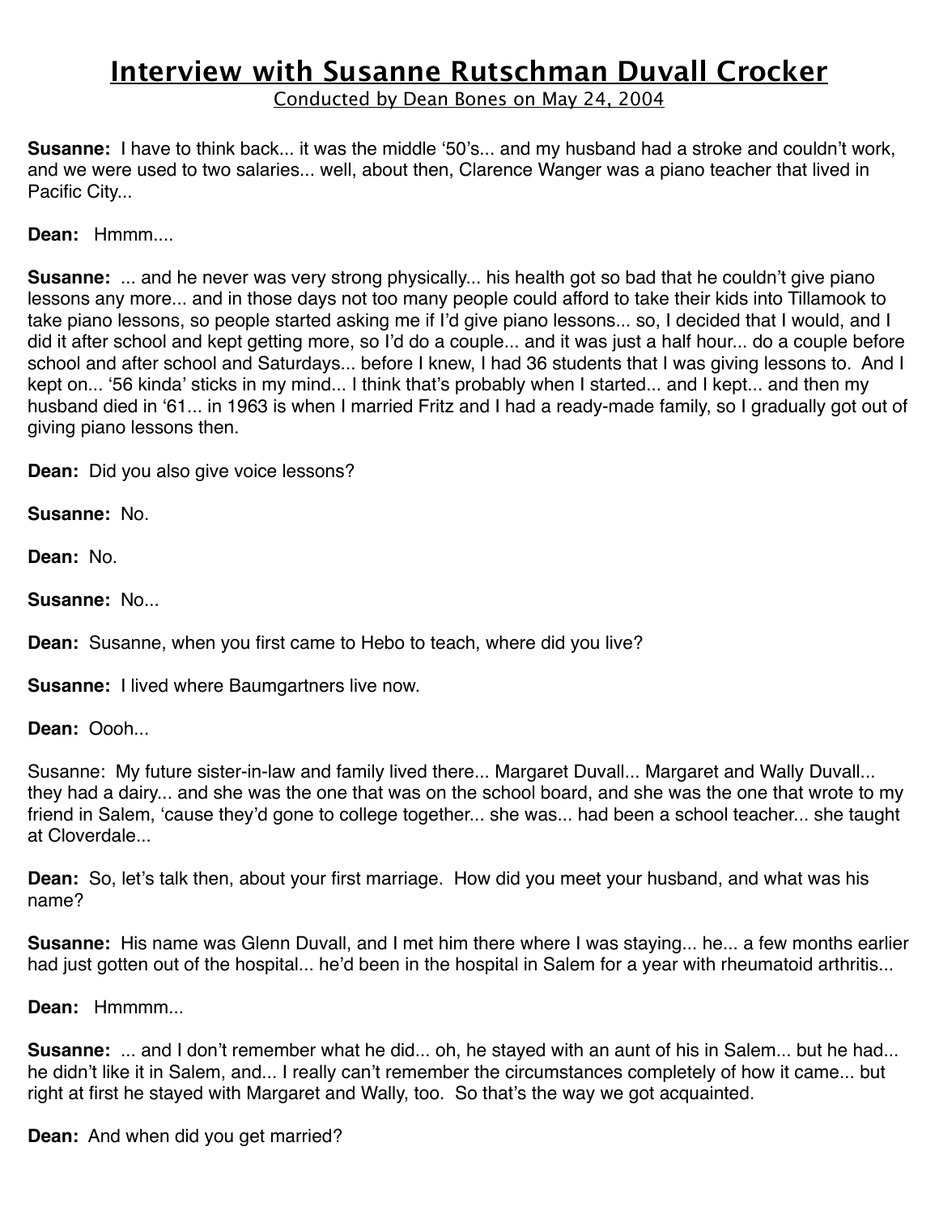# Interview with Susanne Rutschman Duvall Crocker

Conducted by Dean Bones on May 24, 2004

**Susanne:** I have to think back... it was the middle '50's... and my husband had a stroke and couldn't work, and we were used to two salaries... well, about then, Clarence Wanger was a piano teacher that lived in Pacific City...

**Dean:** Hmmm....

**Susanne:** ... and he never was very strong physically... his health got so bad that he couldn't give piano lessons any more... and in those days not too many people could afford to take their kids into Tillamook to take piano lessons, so people started asking me if I'd give piano lessons... so, I decided that I would, and I did it after school and kept getting more, so I'd do a couple... and it was just a half hour... do a couple before school and after school and Saturdays... before I knew, I had 36 students that I was giving lessons to. And I kept on... '56 kinda' sticks in my mind... I think that's probably when I started... and I kept... and then my husband died in '61... in 1963 is when I married Fritz and I had a ready-made family, so I gradually got out of giving piano lessons then.

**Dean:** Did you also give voice lessons?

**Susanne:** No.

**Dean:** No.

**Susanne:** No...

**Dean:** Susanne, when you first came to Hebo to teach, where did you live?

**Susanne:** I lived where Baumgartners live now.

**Dean:** Oooh...

Susanne: My future sister-in-law and family lived there... Margaret Duvall... Margaret and Wally Duvall... they had a dairy... and she was the one that was on the school board, and she was the one that wrote to my friend in Salem, 'cause they'd gone to college together... she was... had been a school teacher... she taught at Cloverdale...

**Dean:** So, let's talk then, about your first marriage. How did you meet your husband, and what was his name?

**Susanne:** His name was Glenn Duvall, and I met him there where I was staying... he... a few months earlier had just gotten out of the hospital... he'd been in the hospital in Salem for a year with rheumatoid arthritis...

**Dean:** Hmmmm...

**Susanne:** ... and I don't remember what he did... oh, he stayed with an aunt of his in Salem... but he had... he didn't like it in Salem, and... I really can't remember the circumstances completely of how it came... but right at first he stayed with Margaret and Wally, too. So that's the way we got acquainted.

**Dean:** And when did you get married?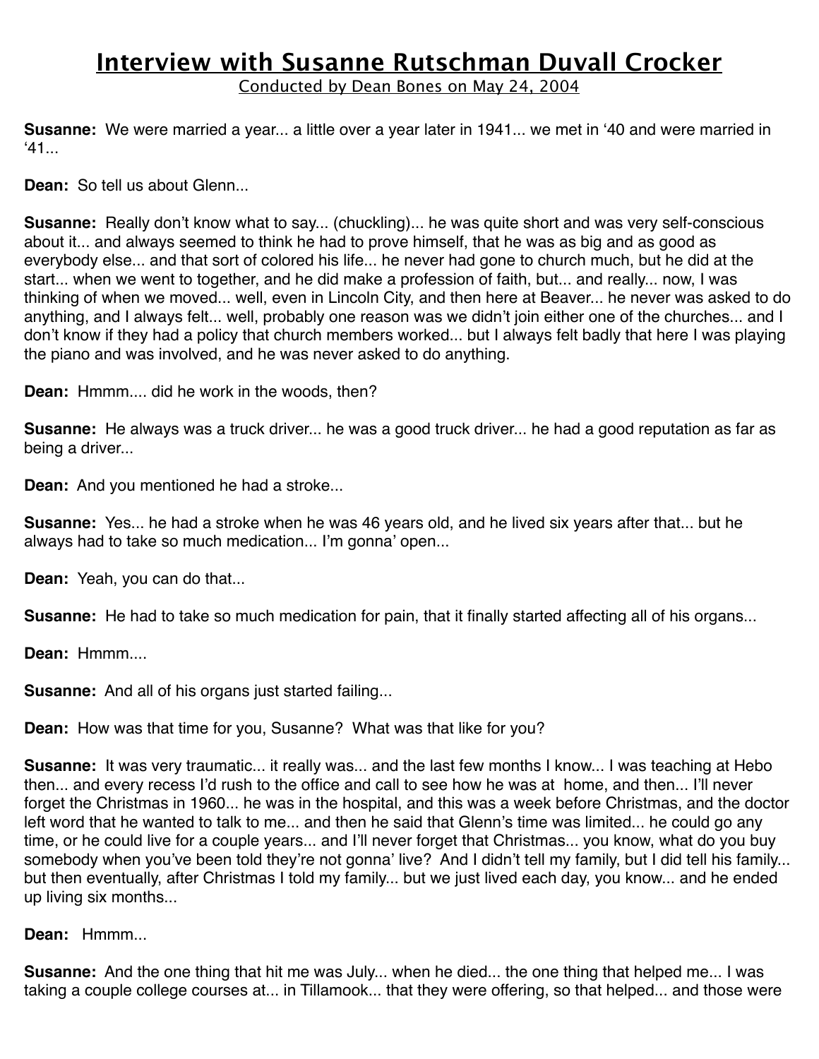# Interview with Susanne Rutschman Duvall Crocker

Conducted by Dean Bones on May 24, 2004

**Susanne:** We were married a year... a little over a year later in 1941... we met in '40 and were married in '41...

**Dean:** So tell us about Glenn...

**Susanne:** Really don't know what to say... (chuckling)... he was quite short and was very self-conscious about it... and always seemed to think he had to prove himself, that he was as big and as good as everybody else... and that sort of colored his life... he never had gone to church much, but he did at the start... when we went to together, and he did make a profession of faith, but... and really... now, I was thinking of when we moved... well, even in Lincoln City, and then here at Beaver... he never was asked to do anything, and I always felt... well, probably one reason was we didn't join either one of the churches... and I don't know if they had a policy that church members worked... but I always felt badly that here I was playing the piano and was involved, and he was never asked to do anything.

**Dean:** Hmmm.... did he work in the woods, then?

**Susanne:** He always was a truck driver... he was a good truck driver... he had a good reputation as far as being a driver...

**Dean:** And you mentioned he had a stroke...

**Susanne:** Yes... he had a stroke when he was 46 years old, and he lived six years after that... but he always had to take so much medication... I'm gonna' open...

**Dean:** Yeah, you can do that...

**Susanne:** He had to take so much medication for pain, that it finally started affecting all of his organs...

**Dean:** Hmmm....

**Susanne:** And all of his organs just started failing...

**Dean:** How was that time for you, Susanne? What was that like for you?

**Susanne:** It was very traumatic... it really was... and the last few months I know... I was teaching at Hebo then... and every recess I'd rush to the office and call to see how he was at home, and then... I'll never forget the Christmas in 1960... he was in the hospital, and this was a week before Christmas, and the doctor left word that he wanted to talk to me... and then he said that Glenn's time was limited... he could go any time, or he could live for a couple years... and I'll never forget that Christmas... you know, what do you buy somebody when you've been told they're not gonna' live? And I didn't tell my family, but I did tell his family... but then eventually, after Christmas I told my family... but we just lived each day, you know... and he ended up living six months...

**Dean:** Hmmm...

**Susanne:** And the one thing that hit me was July... when he died... the one thing that helped me... I was taking a couple college courses at... in Tillamook... that they were offering, so that helped... and those were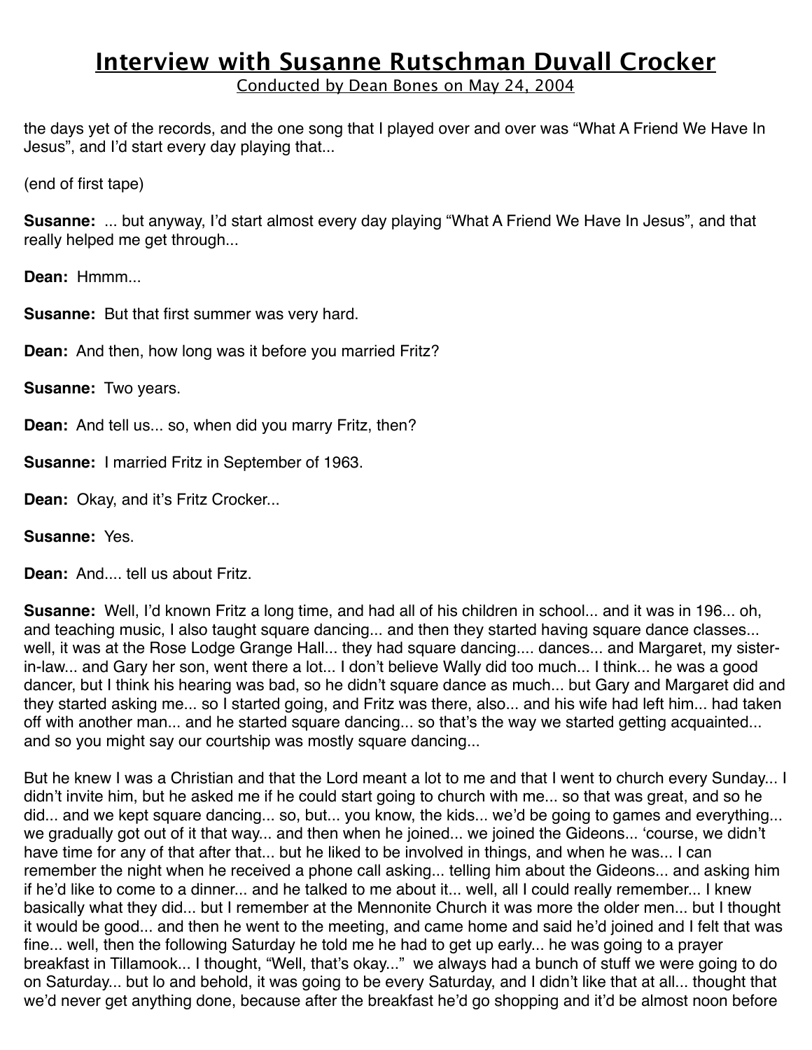the days yet of the records, and the one song that I played over and over was “What A Friend We Have In Jesus”, and I’d start every day playing that...

(end of first tape)

**Susanne:** ... but anyway, I’d start almost every day playing “What A Friend We Have In Jesus”, and that really helped me get through...

**Dean:** Hmmm...

**Susanne:** But that first summer was very hard.

**Dean:** And then, how long was it before you married Fritz?

**Susanne:** Two years.

**Dean:** And tell us... so, when did you marry Fritz, then?

**Susanne:** I married Fritz in September of 1963.

**Dean:** Okay, and it’s Fritz Crocker...

**Susanne:** Yes.

**Dean:** And.... tell us about Fritz.

**Susanne:** Well, I’d known Fritz a long time, and had all of his children in school... and it was in 196... oh, and teaching music, I also taught square dancing... and then they started having square dance classes... well, it was at the Rose Lodge Grange Hall... they had square dancing.... dances... and Margaret, my sister-in-law... and Gary her son, went there a lot... I don’t believe Wally did too much... I think... he was a good dancer, but I think his hearing was bad, so he didn’t square dance as much... but Gary and Margaret did and they started asking me... so I started going, and Fritz was there, also... and his wife had left him... had taken off with another man... and he started square dancing... so that’s the way we started getting acquainted... and so you might say our courtship was mostly square dancing...

But he knew I was a Christian and that the Lord meant a lot to me and that I went to church every Sunday... I didn’t invite him, but he asked me if he could start going to church with me... so that was great, and so he did... and we kept square dancing... so, but... you know, the kids... we’d be going to games and everything... we gradually got out of it that way... and then when he joined... we joined the Gideons... ‘course, we didn’t have time for any of that after that... but he liked to be involved in things, and when he was... I can remember the night when he received a phone call asking... telling him about the Gideons... and asking him if he’d like to come to a dinner... and he talked to me about it... well, all I could really remember... I knew basically what they did... but I remember at the Mennonite Church it was more the older men... but I thought it would be good... and then he went to the meeting, and came home and said he’d joined and I felt that was fine... well, then the following Saturday he told me he had to get up early... he was going to a prayer breakfast in Tillamook... I thought, “Well, that’s okay...” we always had a bunch of stuff we were going to do on Saturday... but lo and behold, it was going to be every Saturday, and I didn’t like that at all... thought that we’d never get anything done, because after the breakfast he’d go shopping and it’d be almost noon before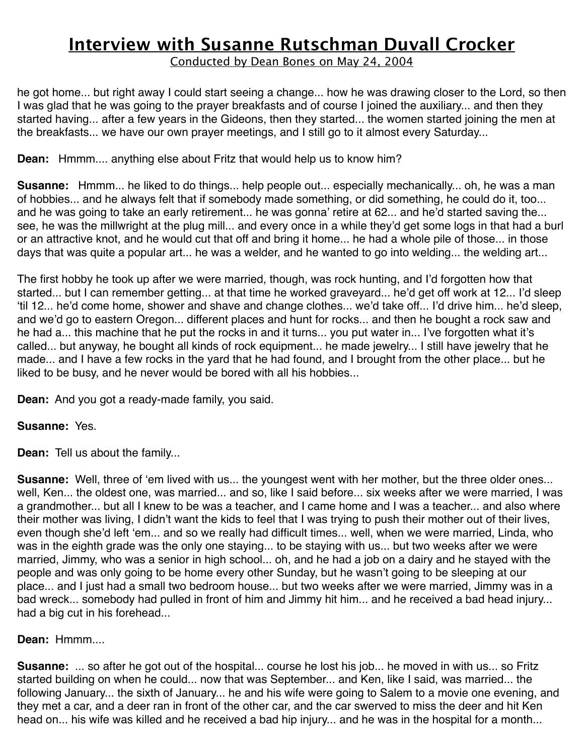he got home... but right away I could start seeing a change... how he was drawing closer to the Lord, so then I was glad that he was going to the prayer breakfasts and of course I joined the auxiliary... and then they started having... after a few years in the Gideons, then they started... the women started joining the men at the breakfasts... we have our own prayer meetings, and I still go to it almost every Saturday...

**Dean:** Hmmm.... anything else about Fritz that would help us to know him?

**Susanne:** Hmmm... he liked to do things... help people out... especially mechanically... oh, he was a man of hobbies... and he always felt that if somebody made something, or did something, he could do it, too... and he was going to take an early retirement... he was gonna' retire at 62... and he'd started saving the... see, he was the millwright at the plug mill... and every once in a while they'd get some logs in that had a burl or an attractive knot, and he would cut that off and bring it home... he had a whole pile of those... in those days that was quite a popular art... he was a welder, and he wanted to go into welding... the welding art...

The first hobby he took up after we were married, though, was rock hunting, and I'd forgotten how that started... but I can remember getting... at that time he worked graveyard... he'd get off work at 12... I'd sleep 'til 12... he'd come home, shower and shave and change clothes... we'd take off... I'd drive him... he'd sleep, and we'd go to eastern Oregon... different places and hunt for rocks... and then he bought a rock saw and he had a... this machine that he put the rocks in and it turns... you put water in... I've forgotten what it's called... but anyway, he bought all kinds of rock equipment... he made jewelry... I still have jewelry that he made... and I have a few rocks in the yard that he had found, and I brought from the other place... but he liked to be busy, and he never would be bored with all his hobbies...

**Dean:** And you got a ready-made family, you said.

**Susanne:** Yes.

**Dean:** Tell us about the family...

**Susanne:** Well, three of 'em lived with us... the youngest went with her mother, but the three older ones... well, Ken... the oldest one, was married... and so, like I said before... six weeks after we were married, I was a grandmother... but all I knew to be was a teacher, and I came home and I was a teacher... and also where their mother was living, I didn't want the kids to feel that I was trying to push their mother out of their lives, even though she'd left 'em... and so we really had difficult times... well, when we were married, Linda, who was in the eighth grade was the only one staying... to be staying with us... but two weeks after we were married, Jimmy, who was a senior in high school... oh, and he had a job on a dairy and he stayed with the people and was only going to be home every other Sunday, but he wasn't going to be sleeping at our place... and I just had a small two bedroom house... but two weeks after we were married, Jimmy was in a bad wreck... somebody had pulled in front of him and Jimmy hit him... and he received a bad head injury... had a big cut in his forehead...

**Dean:** Hmmm....

**Susanne:** ... so after he got out of the hospital... course he lost his job... he moved in with us... so Fritz started building on when he could... now that was September... and Ken, like I said, was married... the following January... the sixth of January... he and his wife were going to Salem to a movie one evening, and they met a car, and a deer ran in front of the other car, and the car swerved to miss the deer and hit Ken head on... his wife was killed and he received a bad hip injury... and he was in the hospital for a month...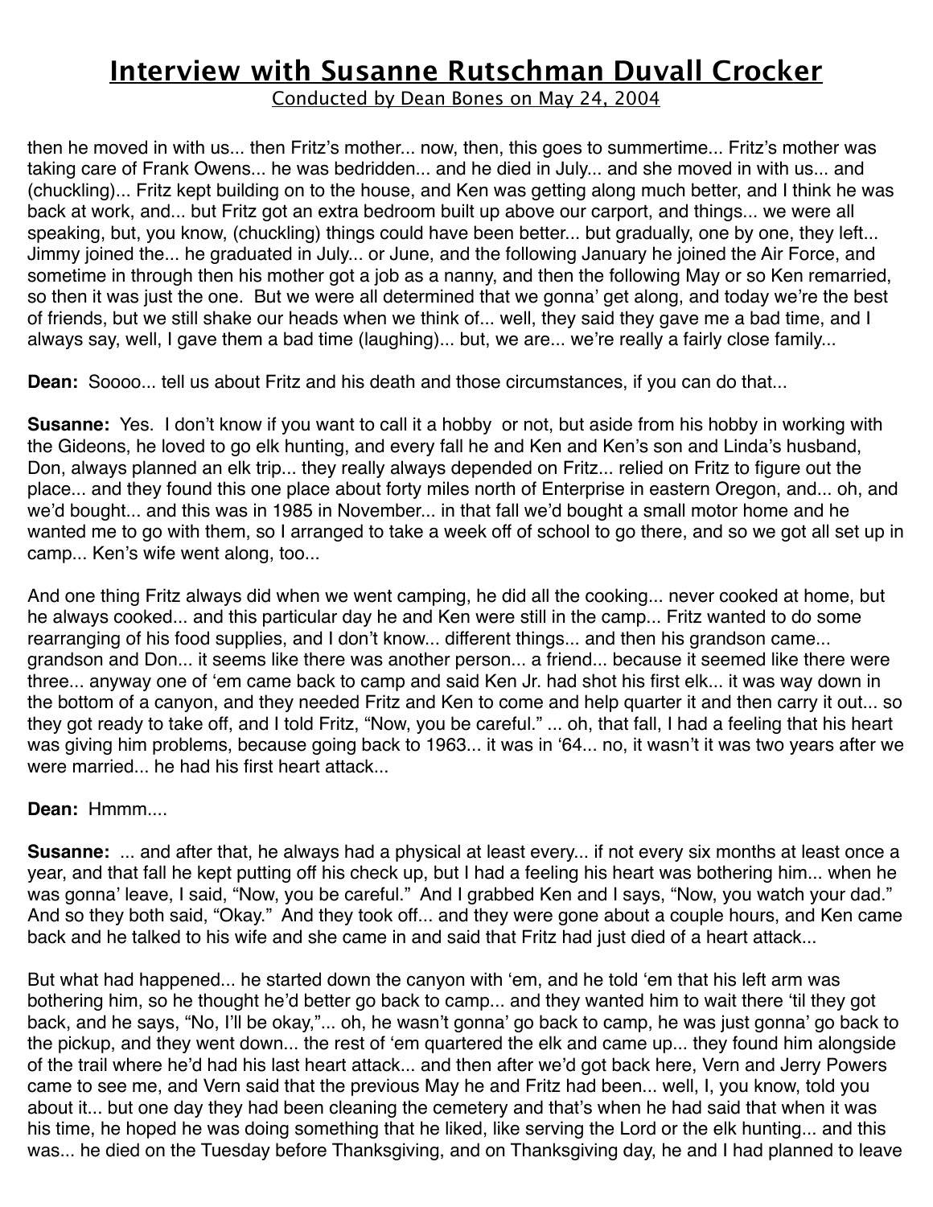then he moved in with us... then Fritz's mother... now, then, this goes to summertime... Fritz's mother was taking care of Frank Owens... he was bedridden... and he died in July... and she moved in with us... and (chuckling)... Fritz kept building on to the house, and Ken was getting along much better, and I think he was back at work, and... but Fritz got an extra bedroom built up above our carport, and things... we were all speaking, but, you know, (chuckling) things could have been better... but gradually, one by one, they left... Jimmy joined the... he graduated in July... or June, and the following January he joined the Air Force, and sometime in through then his mother got a job as a nanny, and then the following May or so Ken remarried, so then it was just the one. But we were all determined that we gonna' get along, and today we're the best of friends, but we still shake our heads when we think of... well, they said they gave me a bad time, and I always say, well, I gave them a bad time (laughing)... but, we are... we're really a fairly close family...

**Dean:** Soooo... tell us about Fritz and his death and those circumstances, if you can do that...

**Susanne:** Yes. I don't know if you want to call it a hobby or not, but aside from his hobby in working with the Gideons, he loved to go elk hunting, and every fall he and Ken and Ken's son and Linda's husband, Don, always planned an elk trip... they really always depended on Fritz... relied on Fritz to figure out the place... and they found this one place about forty miles north of Enterprise in eastern Oregon, and... oh, and we'd bought... and this was in 1985 in November... in that fall we'd bought a small motor home and he wanted me to go with them, so I arranged to take a week off of school to go there, and so we got all set up in camp... Ken's wife went along, too...

And one thing Fritz always did when we went camping, he did all the cooking... never cooked at home, but he always cooked... and this particular day he and Ken were still in the camp... Fritz wanted to do some rearranging of his food supplies, and I don't know... different things... and then his grandson came... grandson and Don... it seems like there was another person... a friend... because it seemed like there were three... anyway one of 'em came back to camp and said Ken Jr. had shot his first elk... it was way down in the bottom of a canyon, and they needed Fritz and Ken to come and help quarter it and then carry it out... so they got ready to take off, and I told Fritz, "Now, you be careful." ... oh, that fall, I had a feeling that his heart was giving him problems, because going back to 1963... it was in '64... no, it wasn't it was two years after we were married... he had his first heart attack...

**Dean:** Hmmm....

**Susanne:** ... and after that, he always had a physical at least every... if not every six months at least once a year, and that fall he kept putting off his check up, but I had a feeling his heart was bothering him... when he was gonna' leave, I said, "Now, you be careful." And I grabbed Ken and I says, "Now, you watch your dad." And so they both said, "Okay." And they took off... and they were gone about a couple hours, and Ken came back and he talked to his wife and she came in and said that Fritz had just died of a heart attack...

But what had happened... he started down the canyon with 'em, and he told 'em that his left arm was bothering him, so he thought he'd better go back to camp... and they wanted him to wait there 'til they got back, and he says, "No, I'll be okay,"... oh, he wasn't gonna' go back to camp, he was just gonna' go back to the pickup, and they went down... the rest of 'em quartered the elk and came up... they found him alongside of the trail where he'd had his last heart attack... and then after we'd got back here, Vern and Jerry Powers came to see me, and Vern said that the previous May he and Fritz had been... well, I, you know, told you about it... but one day they had been cleaning the cemetery and that's when he had said that when it was his time, he hoped he was doing something that he liked, like serving the Lord or the elk hunting... and this was... he died on the Tuesday before Thanksgiving, and on Thanksgiving day, he and I had planned to leave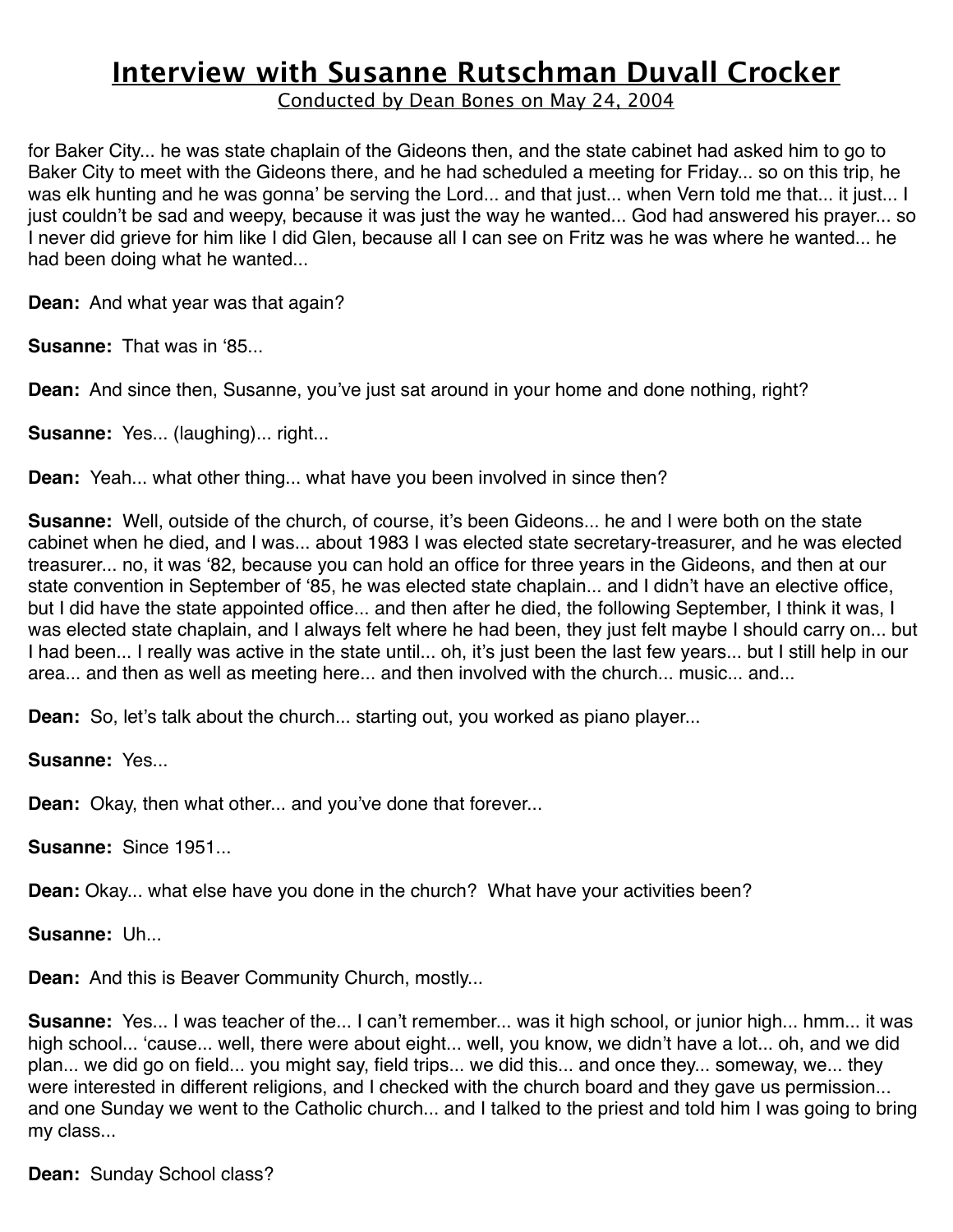for Baker City... he was state chaplain of the Gideons then, and the state cabinet had asked him to go to Baker City to meet with the Gideons there, and he had scheduled a meeting for Friday... so on this trip, he was elk hunting and he was gonna' be serving the Lord... and that just... when Vern told me that... it just... I just couldn't be sad and weepy, because it was just the way he wanted... God had answered his prayer... so I never did grieve for him like I did Glen, because all I can see on Fritz was he was where he wanted... he had been doing what he wanted...

**Dean:** And what year was that again?

**Susanne:** That was in '85...

**Dean:** And since then, Susanne, you've just sat around in your home and done nothing, right?

**Susanne:** Yes... (laughing)... right...

**Dean:** Yeah... what other thing... what have you been involved in since then?

**Susanne:** Well, outside of the church, of course, it's been Gideons... he and I were both on the state cabinet when he died, and I was... about 1983 I was elected state secretary-treasurer, and he was elected treasurer... no, it was '82, because you can hold an office for three years in the Gideons, and then at our state convention in September of '85, he was elected state chaplain... and I didn't have an elective office, but I did have the state appointed office... and then after he died, the following September, I think it was, I was elected state chaplain, and I always felt where he had been, they just felt maybe I should carry on... but I had been... I really was active in the state until... oh, it's just been the last few years... but I still help in our area... and then as well as meeting here... and then involved with the church... music... and...

**Dean:** So, let's talk about the church... starting out, you worked as piano player...

**Susanne:** Yes...

**Dean:** Okay, then what other... and you've done that forever...

**Susanne:** Since 1951...

**Dean:** Okay... what else have you done in the church? What have your activities been?

**Susanne:** Uh...

**Dean:** And this is Beaver Community Church, mostly...

**Susanne:** Yes... I was teacher of the... I can't remember... was it high school, or junior high... hmm... it was high school... 'cause... well, there were about eight... well, you know, we didn't have a lot... oh, and we did plan... we did go on field... you might say, field trips... we did this... and once they... someway, we... they were interested in different religions, and I checked with the church board and they gave us permission... and one Sunday we went to the Catholic church... and I talked to the priest and told him I was going to bring my class...

**Dean:** Sunday School class?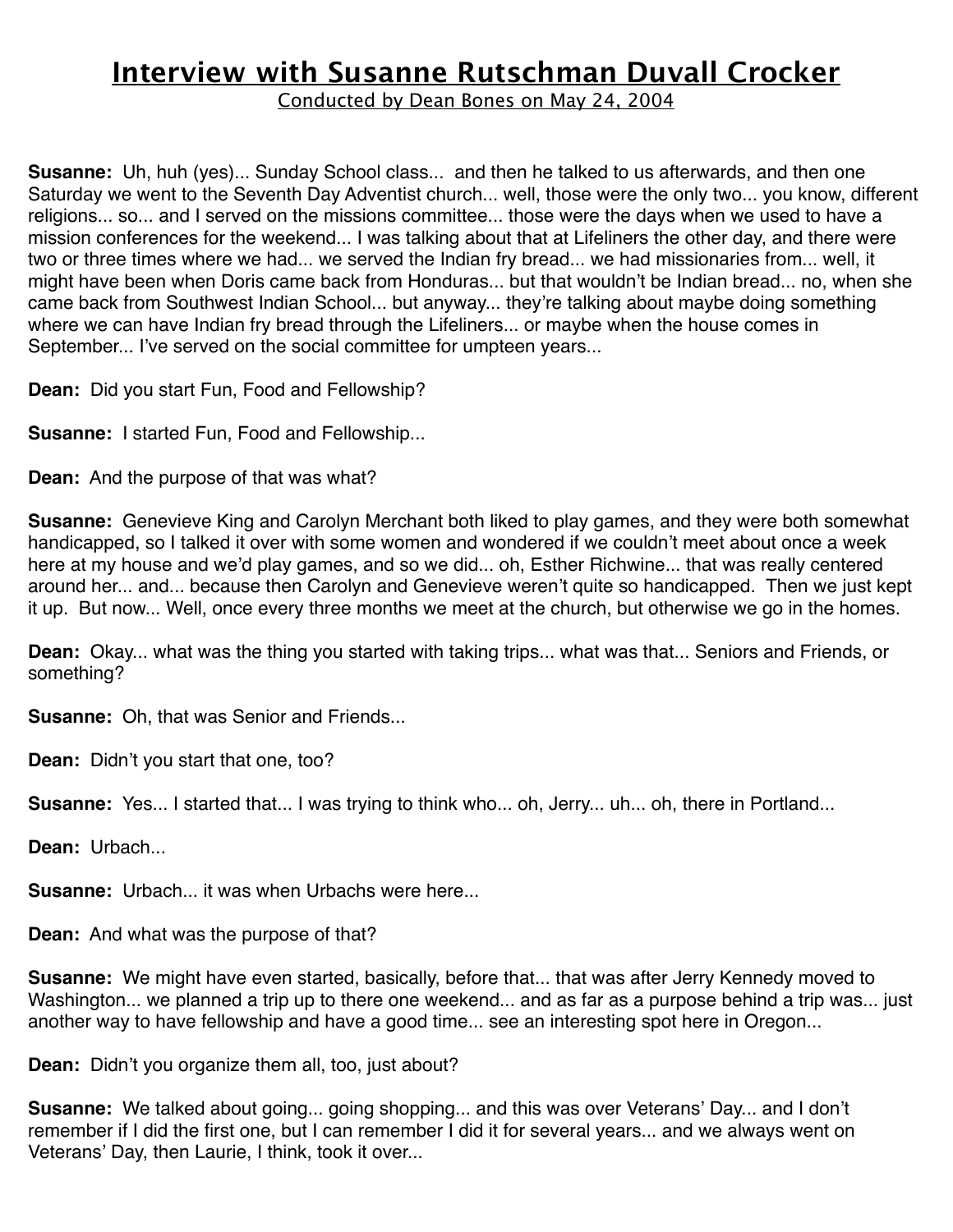# Interview with Susanne Rutschman Duvall Crocker

Conducted by Dean Bones on May 24, 2004

**Susanne:** Uh, huh (yes)... Sunday School class... and then he talked to us afterwards, and then one Saturday we went to the Seventh Day Adventist church... well, those were the only two... you know, different religions... so... and I served on the missions committee... those were the days when we used to have a mission conferences for the weekend... I was talking about that at Lifeliners the other day, and there were two or three times where we had... we served the Indian fry bread... we had missionaries from... well, it might have been when Doris came back from Honduras... but that wouldn't be Indian bread... no, when she came back from Southwest Indian School... but anyway... they're talking about maybe doing something where we can have Indian fry bread through the Lifeliners... or maybe when the house comes in September... I've served on the social committee for umpteen years...

**Dean:** Did you start Fun, Food and Fellowship?

**Susanne:** I started Fun, Food and Fellowship...

**Dean:** And the purpose of that was what?

**Susanne:** Genevieve King and Carolyn Merchant both liked to play games, and they were both somewhat handicapped, so I talked it over with some women and wondered if we couldn't meet about once a week here at my house and we'd play games, and so we did... oh, Esther Richwine... that was really centered around her... and... because then Carolyn and Genevieve weren't quite so handicapped. Then we just kept it up. But now... Well, once every three months we meet at the church, but otherwise we go in the homes.

**Dean:** Okay... what was the thing you started with taking trips... what was that... Seniors and Friends, or something?

**Susanne:** Oh, that was Senior and Friends...

**Dean:** Didn't you start that one, too?

**Susanne:** Yes... I started that... I was trying to think who... oh, Jerry... uh... oh, there in Portland...

**Dean:** Urbach...

**Susanne:** Urbach... it was when Urbachs were here...

**Dean:** And what was the purpose of that?

**Susanne:** We might have even started, basically, before that... that was after Jerry Kennedy moved to Washington... we planned a trip up to there one weekend... and as far as a purpose behind a trip was... just another way to have fellowship and have a good time... see an interesting spot here in Oregon...

**Dean:** Didn't you organize them all, too, just about?

**Susanne:** We talked about going... going shopping... and this was over Veterans' Day... and I don't remember if I did the first one, but I can remember I did it for several years... and we always went on Veterans' Day, then Laurie, I think, took it over...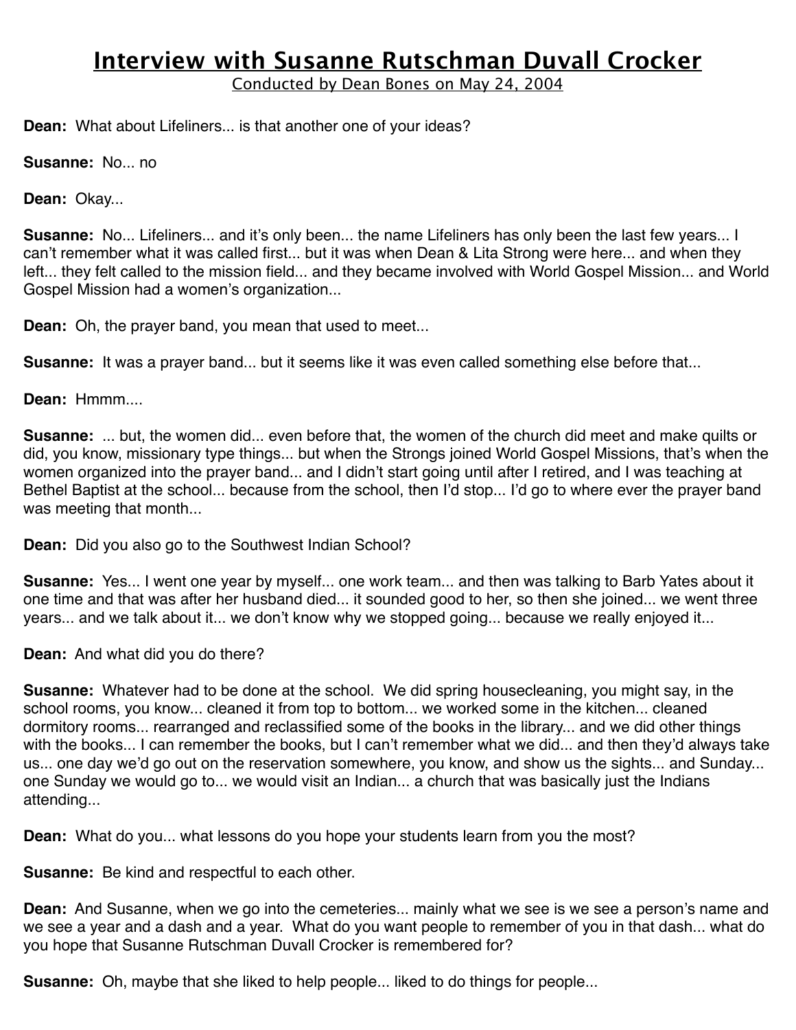# Interview with Susanne Rutschman Duvall Crocker

Conducted by Dean Bones on May 24, 2004

**Dean:** What about Lifeliners... is that another one of your ideas?

**Susanne:** No... no

**Dean:** Okay...

**Susanne:** No... Lifeliners... and it's only been... the name Lifeliners has only been the last few years... I can't remember what it was called first... but it was when Dean & Lita Strong were here... and when they left... they felt called to the mission field... and they became involved with World Gospel Mission... and World Gospel Mission had a women's organization...

**Dean:** Oh, the prayer band, you mean that used to meet...

**Susanne:** It was a prayer band... but it seems like it was even called something else before that...

**Dean:** Hmmm....

**Susanne:** ... but, the women did... even before that, the women of the church did meet and make quilts or did, you know, missionary type things... but when the Strongs joined World Gospel Missions, that's when the women organized into the prayer band... and I didn't start going until after I retired, and I was teaching at Bethel Baptist at the school... because from the school, then I'd stop... I'd go to where ever the prayer band was meeting that month...

**Dean:** Did you also go to the Southwest Indian School?

**Susanne:** Yes... I went one year by myself... one work team... and then was talking to Barb Yates about it one time and that was after her husband died... it sounded good to her, so then she joined... we went three years... and we talk about it... we don't know why we stopped going... because we really enjoyed it...

**Dean:** And what did you do there?

**Susanne:** Whatever had to be done at the school. We did spring housecleaning, you might say, in the school rooms, you know... cleaned it from top to bottom... we worked some in the kitchen... cleaned dormitory rooms... rearranged and reclassified some of the books in the library... and we did other things with the books... I can remember the books, but I can't remember what we did... and then they'd always take us... one day we'd go out on the reservation somewhere, you know, and show us the sights... and Sunday... one Sunday we would go to... we would visit an Indian... a church that was basically just the Indians attending...

**Dean:** What do you... what lessons do you hope your students learn from you the most?

**Susanne:** Be kind and respectful to each other.

**Dean:** And Susanne, when we go into the cemeteries... mainly what we see is we see a person's name and we see a year and a dash and a year. What do you want people to remember of you in that dash... what do you hope that Susanne Rutschman Duvall Crocker is remembered for?

**Susanne:** Oh, maybe that she liked to help people... liked to do things for people...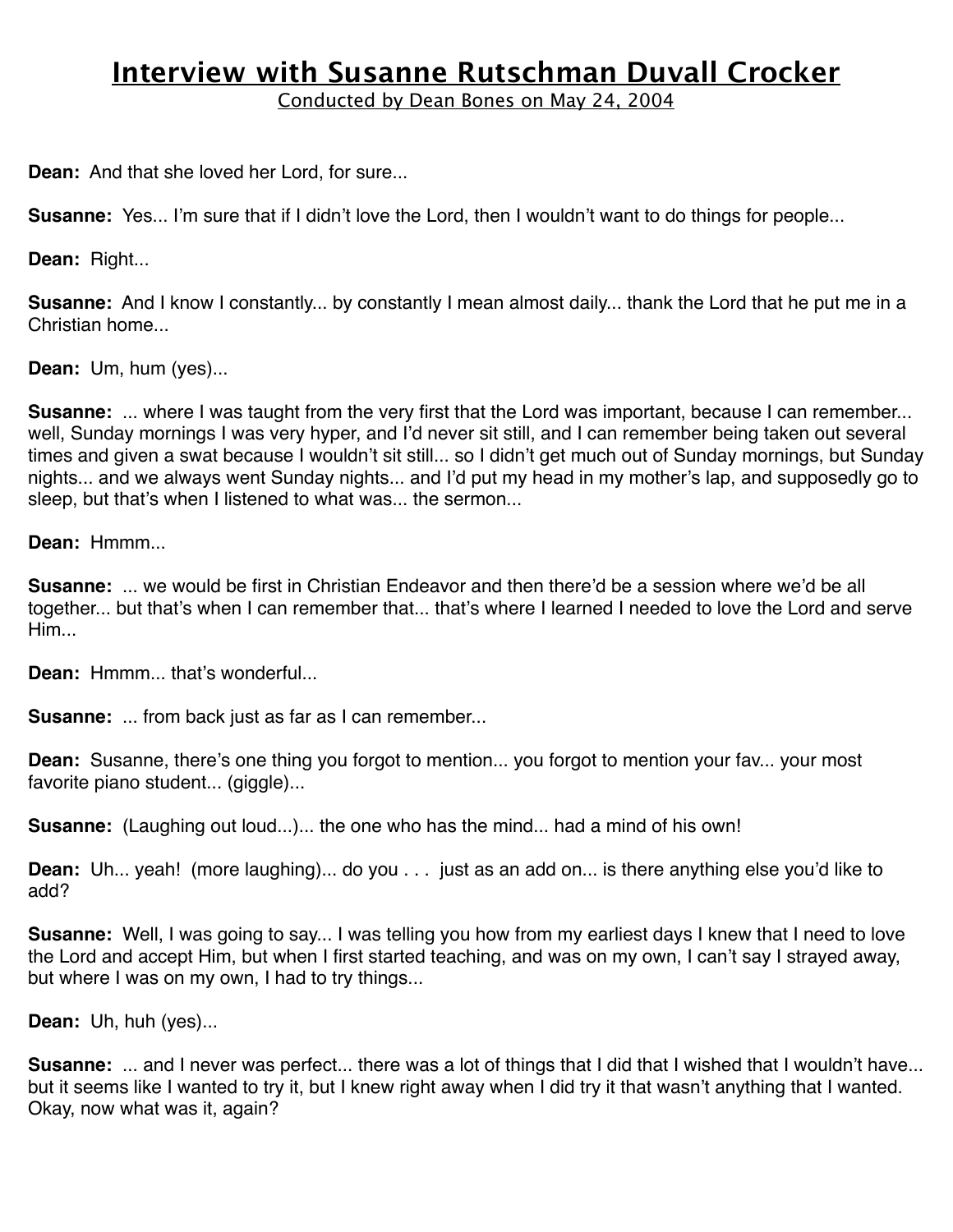# Interview with Susanne Rutschman Duvall Crocker

Conducted by Dean Bones on May 24, 2004

**Dean:** And that she loved her Lord, for sure...

**Susanne:** Yes... I'm sure that if I didn't love the Lord, then I wouldn't want to do things for people...

**Dean:** Right...

**Susanne:** And I know I constantly... by constantly I mean almost daily... thank the Lord that he put me in a Christian home...

**Dean:** Um, hum (yes)...

**Susanne:** ... where I was taught from the very first that the Lord was important, because I can remember... well, Sunday mornings I was very hyper, and I'd never sit still, and I can remember being taken out several times and given a swat because I wouldn't sit still... so I didn't get much out of Sunday mornings, but Sunday nights... and we always went Sunday nights... and I'd put my head in my mother's lap, and supposedly go to sleep, but that's when I listened to what was... the sermon...

**Dean:** Hmmm...

**Susanne:** ... we would be first in Christian Endeavor and then there'd be a session where we'd be all together... but that's when I can remember that... that's where I learned I needed to love the Lord and serve Him...

**Dean:** Hmmm... that's wonderful...

**Susanne:** ... from back just as far as I can remember...

**Dean:** Susanne, there's one thing you forgot to mention... you forgot to mention your fav... your most favorite piano student... (giggle)...

**Susanne:** (Laughing out loud...)... the one who has the mind... had a mind of his own!

**Dean:** Uh... yeah! (more laughing)... do you . . . just as an add on... is there anything else you'd like to add?

**Susanne:** Well, I was going to say... I was telling you how from my earliest days I knew that I need to love the Lord and accept Him, but when I first started teaching, and was on my own, I can't say I strayed away, but where I was on my own, I had to try things...

**Dean:** Uh, huh (yes)...

**Susanne:** ... and I never was perfect... there was a lot of things that I did that I wished that I wouldn't have... but it seems like I wanted to try it, but I knew right away when I did try it that wasn't anything that I wanted. Okay, now what was it, again?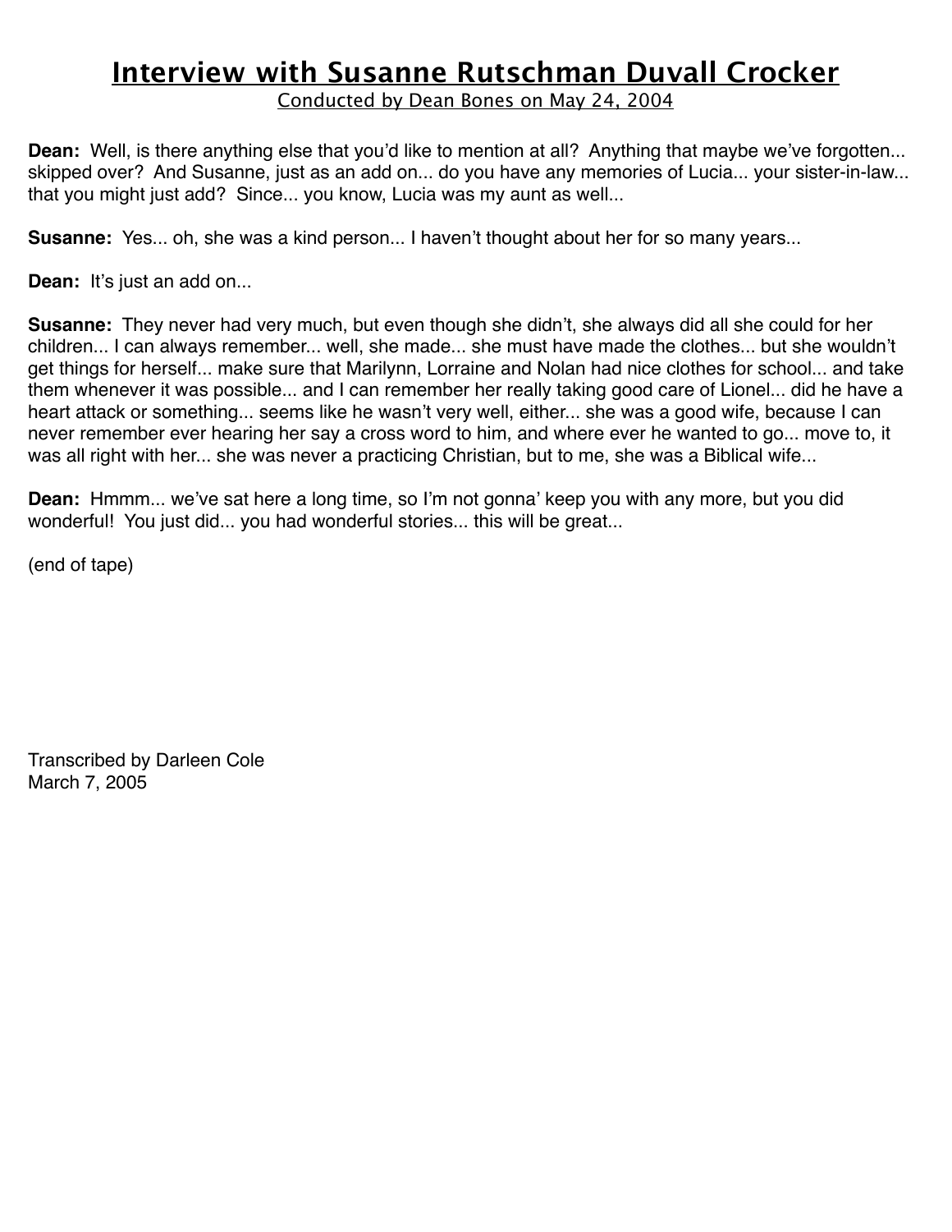# Interview with Susanne Rutschman Duvall Crocker

Conducted by Dean Bones on May 24, 2004

**Dean:** Well, is there anything else that you'd like to mention at all? Anything that maybe we've forgotten... skipped over? And Susanne, just as an add on... do you have any memories of Lucia... your sister-in-law... that you might just add? Since... you know, Lucia was my aunt as well...

**Susanne:** Yes... oh, she was a kind person... I haven't thought about her for so many years...

**Dean:** It's just an add on...

**Susanne:** They never had very much, but even though she didn't, she always did all she could for her children... I can always remember... well, she made... she must have made the clothes... but she wouldn't get things for herself... make sure that Marilynn, Lorraine and Nolan had nice clothes for school... and take them whenever it was possible... and I can remember her really taking good care of Lionel... did he have a heart attack or something... seems like he wasn't very well, either... she was a good wife, because I can never remember ever hearing her say a cross word to him, and where ever he wanted to go... move to, it was all right with her... she was never a practicing Christian, but to me, she was a Biblical wife...

**Dean:** Hmmm... we've sat here a long time, so I'm not gonna' keep you with any more, but you did wonderful! You just did... you had wonderful stories... this will be great...

(end of tape)

Transcribed by Darleen Cole
March 7, 2005